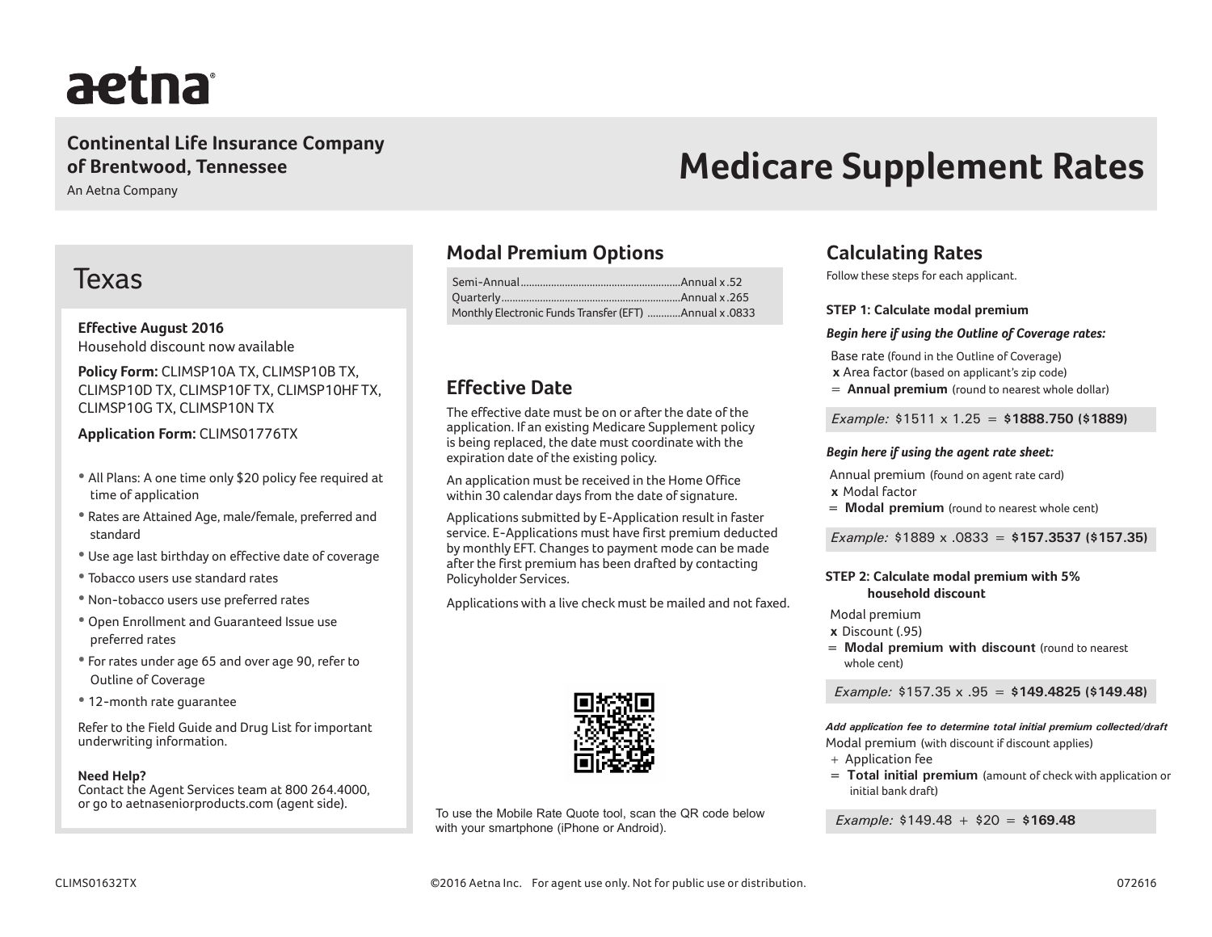# aetna

**Continental Life Insurance Company of Brentwood, Tennessee**

An Aetna Company

# Medicare Supplement Rates

## Texas

**Effective August 2016**
Household discount now available

**Policy Form:** CLIMSP10A TX, CLIMSP10B TX, CLIMSP10D TX, CLIMSP10F TX, CLIMSP10HF TX, CLIMSP10G TX, CLIMSP10N TX

**Application Form:** CLIMS01776TX

- All Plans: A one time only $20 policy fee required at time of application
- Rates are Attained Age, male/female, preferred and standard
- Use age last birthday on effective date of coverage
- Tobacco users use standard rates
- Non-tobacco users use preferred rates
- Open Enrollment and Guaranteed Issue use preferred rates
- For rates under age 65 and over age 90, refer to Outline of Coverage
- 12-month rate guarantee

Refer to the Field Guide and Drug List for important underwriting information.

**Need Help?**
Contact the Agent Services team at 800 264.4000, or go to aetnaseniorproducts.com (agent side).

## Modal Premium Options

| | |
|---|---|
| Semi-Annual | Annual x .52 |
| Quarterly | Annual x .265 |
| Monthly Electronic Funds Transfer (EFT) | Annual x .0833 |

## Effective Date

The effective date must be on or after the date of the application. If an existing Medicare Supplement policy is being replaced, the date must coordinate with the expiration date of the existing policy.

An application must be received in the Home Office within 30 calendar days from the date of signature.

Applications submitted by E-Application result in faster service. E-Applications must have first premium deducted by monthly EFT. Changes to payment mode can be made after the first premium has been drafted by contacting Policyholder Services.

Applications with a live check must be mailed and not faxed.

To use the Mobile Rate Quote tool, scan the QR code below with your smartphone (iPhone or Android).

## Calculating Rates

Follow these steps for each applicant.

**STEP 1: Calculate modal premium**

***Begin here if using the Outline of Coverage rates:***

Base rate (found in the Outline of Coverage)
**x** Area factor (based on applicant's zip code)
= **Annual premium** (round to nearest whole dollar)

*Example:* $1511 x 1.25 = **$1888.750 ($1889)**

***Begin here if using the agent rate sheet:***

Annual premium (found on agent rate card)
**x** Modal factor
= **Modal premium** (round to nearest whole cent)

*Example:* $1889 x .0833 = **$157.3537 ($157.35)**

**STEP 2: Calculate modal premium with 5% household discount**

Modal premium
**x** Discount (.95)
= **Modal premium with discount** (round to nearest whole cent)

*Example:* $157.35 x .95 = **$149.4825 ($149.48)**

***Add application fee to determine total initial premium collected/draft***

Modal premium (with discount if discount applies)
\+ Application fee
= **Total initial premium** (amount of check with application or initial bank draft)

*Example:* $149.48 + $20 = **$169.48**

CLIMS01632TX ©2016 Aetna Inc. For agent use only. Not for public use or distribution. 072616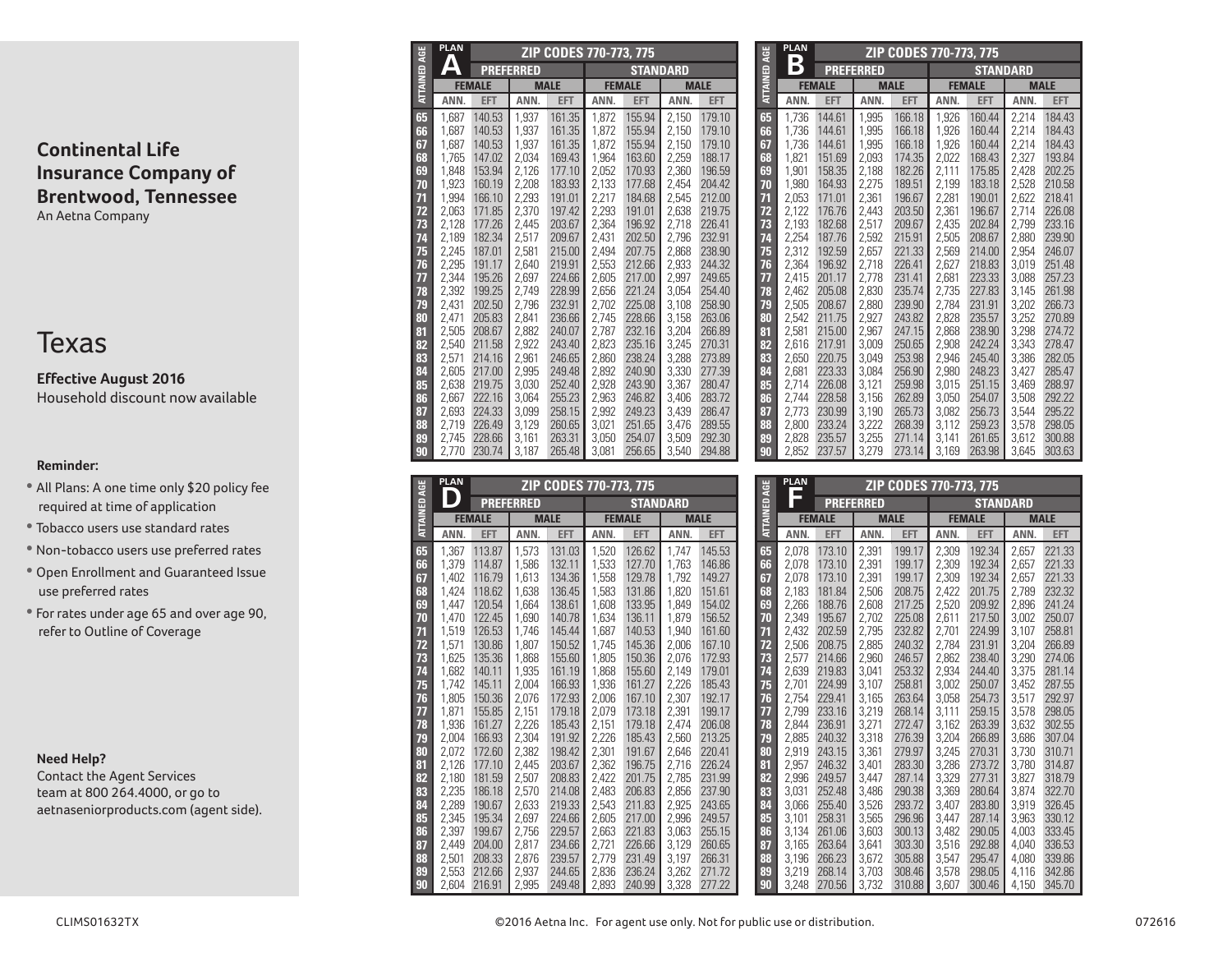## Continental Life Insurance Company of Brentwood, Tennessee

An Aetna Company

# Texas

**Effective August 2016**

Household discount now available

**Reminder:**

- All Plans: A one time only $20 policy fee required at time of application
- Tobacco users use standard rates
- Non-tobacco users use preferred rates
- Open Enrollment and Guaranteed Issue use preferred rates
- For rates under age 65 and over age 90, refer to Outline of Coverage

**Need Help?**

Contact the Agent Services team at 800 264.4000, or go to aetnaseniorproducts.com (agent side).

### PLAN A — ZIP CODES 770-773, 775

| ATTAINED AGE | PREFERRED | | | | STANDARD | | | |
|---|---|---|---|---|---|---|---|---|
| | FEMALE | | MALE | | FEMALE | | MALE | |
| | ANN. | EFT | ANN. | EFT | ANN. | EFT | ANN. | EFT |
| 65 | 1,687 | 140.53 | 1,937 | 161.35 | 1,872 | 155.94 | 2,150 | 179.10 |
| 66 | 1,687 | 140.53 | 1,937 | 161.35 | 1,872 | 155.94 | 2,150 | 179.10 |
| 67 | 1,687 | 140.53 | 1,937 | 161.35 | 1,872 | 155.94 | 2,150 | 179.10 |
| 68 | 1,765 | 147.02 | 2,034 | 169.43 | 1,964 | 163.60 | 2,259 | 188.17 |
| 69 | 1,848 | 153.94 | 2,126 | 177.10 | 2,052 | 170.93 | 2,360 | 196.59 |
| 70 | 1,923 | 160.19 | 2,208 | 183.93 | 2,133 | 177.68 | 2,454 | 204.42 |
| 71 | 1,994 | 166.10 | 2,293 | 191.01 | 2,217 | 184.68 | 2,545 | 212.00 |
| 72 | 2,063 | 171.85 | 2,370 | 197.42 | 2,293 | 191.01 | 2,638 | 219.75 |
| 73 | 2,128 | 177.26 | 2,445 | 203.67 | 2,364 | 196.92 | 2,718 | 226.41 |
| 74 | 2,189 | 182.34 | 2,517 | 209.67 | 2,431 | 202.50 | 2,796 | 232.91 |
| 75 | 2,245 | 187.01 | 2,581 | 215.00 | 2,494 | 207.75 | 2,868 | 238.90 |
| 76 | 2,295 | 191.17 | 2,640 | 219.91 | 2,553 | 212.66 | 2,933 | 244.32 |
| 77 | 2,344 | 195.26 | 2,697 | 224.66 | 2,605 | 217.00 | 2,997 | 249.65 |
| 78 | 2,392 | 199.25 | 2,749 | 228.99 | 2,656 | 221.24 | 3,054 | 254.40 |
| 79 | 2,431 | 202.50 | 2,796 | 232.91 | 2,702 | 225.08 | 3,108 | 258.90 |
| 80 | 2,471 | 205.83 | 2,841 | 236.66 | 2,745 | 228.66 | 3,158 | 263.06 |
| 81 | 2,505 | 208.67 | 2,882 | 240.07 | 2,787 | 232.16 | 3,204 | 266.89 |
| 82 | 2,540 | 211.58 | 2,922 | 243.40 | 2,823 | 235.16 | 3,245 | 270.31 |
| 83 | 2,571 | 214.16 | 2,961 | 246.65 | 2,860 | 238.24 | 3,288 | 273.89 |
| 84 | 2,605 | 217.00 | 2,995 | 249.48 | 2,892 | 240.90 | 3,330 | 277.39 |
| 85 | 2,638 | 219.75 | 3,030 | 252.40 | 2,928 | 243.90 | 3,367 | 280.47 |
| 86 | 2,667 | 222.16 | 3,064 | 255.23 | 2,963 | 246.82 | 3,406 | 283.72 |
| 87 | 2,693 | 224.33 | 3,099 | 258.15 | 2,992 | 249.23 | 3,439 | 286.47 |
| 88 | 2,719 | 226.49 | 3,129 | 260.65 | 3,021 | 251.65 | 3,476 | 289.55 |
| 89 | 2,745 | 228.66 | 3,161 | 263.31 | 3,050 | 254.07 | 3,509 | 292.30 |
| 90 | 2,770 | 230.74 | 3,187 | 265.48 | 3,081 | 256.65 | 3,540 | 294.88 |

### PLAN B — ZIP CODES 770-773, 775

| ATTAINED AGE | PREFERRED | | | | STANDARD | | | |
|---|---|---|---|---|---|---|---|---|
| | FEMALE | | MALE | | FEMALE | | MALE | |
| | ANN. | EFT | ANN. | EFT | ANN. | EFT | ANN. | EFT |
| 65 | 1,736 | 144.61 | 1,995 | 166.18 | 1,926 | 160.44 | 2,214 | 184.43 |
| 66 | 1,736 | 144.61 | 1,995 | 166.18 | 1,926 | 160.44 | 2,214 | 184.43 |
| 67 | 1,736 | 144.61 | 1,995 | 166.18 | 1,926 | 160.44 | 2,214 | 184.43 |
| 68 | 1,821 | 151.69 | 2,093 | 174.35 | 2,022 | 168.43 | 2,327 | 193.84 |
| 69 | 1,901 | 158.35 | 2,188 | 182.26 | 2,111 | 175.85 | 2,428 | 202.25 |
| 70 | 1,980 | 164.93 | 2,275 | 189.51 | 2,199 | 183.18 | 2,528 | 210.58 |
| 71 | 2,053 | 171.01 | 2,361 | 196.67 | 2,281 | 190.01 | 2,622 | 218.41 |
| 72 | 2,122 | 176.76 | 2,443 | 203.50 | 2,361 | 196.67 | 2,714 | 226.08 |
| 73 | 2,193 | 182.68 | 2,517 | 209.67 | 2,435 | 202.84 | 2,799 | 233.16 |
| 74 | 2,254 | 187.76 | 2,592 | 215.91 | 2,505 | 208.67 | 2,880 | 239.90 |
| 75 | 2,312 | 192.59 | 2,657 | 221.33 | 2,569 | 214.00 | 2,954 | 246.07 |
| 76 | 2,364 | 196.92 | 2,718 | 226.41 | 2,627 | 218.83 | 3,019 | 251.48 |
| 77 | 2,415 | 201.17 | 2,778 | 231.41 | 2,681 | 223.33 | 3,088 | 257.23 |
| 78 | 2,462 | 205.08 | 2,830 | 235.74 | 2,735 | 227.83 | 3,145 | 261.98 |
| 79 | 2,505 | 208.67 | 2,880 | 239.90 | 2,784 | 231.91 | 3,202 | 266.73 |
| 80 | 2,542 | 211.75 | 2,927 | 243.82 | 2,828 | 235.57 | 3,252 | 270.89 |
| 81 | 2,581 | 215.00 | 2,967 | 247.15 | 2,868 | 238.90 | 3,298 | 274.72 |
| 82 | 2,616 | 217.91 | 3,009 | 250.65 | 2,908 | 242.24 | 3,343 | 278.47 |
| 83 | 2,650 | 220.75 | 3,049 | 253.98 | 2,946 | 245.40 | 3,386 | 282.05 |
| 84 | 2,681 | 223.33 | 3,084 | 256.90 | 2,980 | 248.23 | 3,427 | 285.47 |
| 85 | 2,714 | 226.08 | 3,121 | 259.98 | 3,015 | 251.15 | 3,469 | 288.97 |
| 86 | 2,744 | 228.58 | 3,156 | 262.89 | 3,050 | 254.07 | 3,508 | 292.22 |
| 87 | 2,773 | 230.99 | 3,190 | 265.73 | 3,082 | 256.73 | 3,544 | 295.22 |
| 88 | 2,800 | 233.24 | 3,222 | 268.39 | 3,112 | 259.23 | 3,578 | 298.05 |
| 89 | 2,828 | 235.57 | 3,255 | 271.14 | 3,141 | 261.65 | 3,612 | 300.88 |
| 90 | 2,852 | 237.57 | 3,279 | 273.14 | 3,169 | 263.98 | 3,645 | 303.63 |

### PLAN D — ZIP CODES 770-773, 775

| ATTAINED AGE | PREFERRED | | | | STANDARD | | | |
|---|---|---|---|---|---|---|---|---|
| | FEMALE | | MALE | | FEMALE | | MALE | |
| | ANN. | EFT | ANN. | EFT | ANN. | EFT | ANN. | EFT |
| 65 | 1,367 | 113.87 | 1,573 | 131.03 | 1,520 | 126.62 | 1,747 | 145.53 |
| 66 | 1,379 | 114.87 | 1,586 | 132.11 | 1,533 | 127.70 | 1,763 | 146.86 |
| 67 | 1,402 | 116.79 | 1,613 | 134.36 | 1,558 | 129.78 | 1,792 | 149.27 |
| 68 | 1,424 | 118.62 | 1,638 | 136.45 | 1,583 | 131.86 | 1,820 | 151.61 |
| 69 | 1,447 | 120.54 | 1,664 | 138.61 | 1,608 | 133.95 | 1,849 | 154.02 |
| 70 | 1,470 | 122.45 | 1,690 | 140.78 | 1,634 | 136.11 | 1,879 | 156.52 |
| 71 | 1,519 | 126.53 | 1,746 | 145.44 | 1,687 | 140.53 | 1,940 | 161.60 |
| 72 | 1,571 | 130.86 | 1,807 | 150.52 | 1,745 | 145.36 | 2,006 | 167.10 |
| 73 | 1,625 | 135.36 | 1,868 | 155.60 | 1,805 | 150.36 | 2,076 | 172.93 |
| 74 | 1,682 | 140.11 | 1,935 | 161.19 | 1,868 | 155.60 | 2,149 | 179.01 |
| 75 | 1,742 | 145.11 | 2,004 | 166.93 | 1,936 | 161.27 | 2,226 | 185.43 |
| 76 | 1,805 | 150.36 | 2,076 | 172.93 | 2,006 | 167.10 | 2,307 | 192.17 |
| 77 | 1,871 | 155.85 | 2,151 | 179.18 | 2,079 | 173.18 | 2,391 | 199.17 |
| 78 | 1,936 | 161.27 | 2,226 | 185.43 | 2,151 | 179.18 | 2,474 | 206.08 |
| 79 | 2,004 | 166.93 | 2,304 | 191.92 | 2,226 | 185.43 | 2,560 | 213.25 |
| 80 | 2,072 | 172.60 | 2,382 | 198.42 | 2,301 | 191.67 | 2,646 | 220.41 |
| 81 | 2,126 | 177.10 | 2,445 | 203.67 | 2,362 | 196.75 | 2,716 | 226.24 |
| 82 | 2,180 | 181.59 | 2,507 | 208.83 | 2,422 | 201.75 | 2,785 | 231.99 |
| 83 | 2,235 | 186.18 | 2,570 | 214.08 | 2,483 | 206.83 | 2,856 | 237.90 |
| 84 | 2,289 | 190.67 | 2,633 | 219.33 | 2,543 | 211.83 | 2,925 | 243.65 |
| 85 | 2,345 | 195.34 | 2,697 | 224.66 | 2,605 | 217.00 | 2,996 | 249.57 |
| 86 | 2,397 | 199.67 | 2,756 | 229.57 | 2,663 | 221.83 | 3,063 | 255.15 |
| 87 | 2,449 | 204.00 | 2,817 | 234.66 | 2,721 | 226.66 | 3,129 | 260.65 |
| 88 | 2,501 | 208.33 | 2,876 | 239.57 | 2,779 | 231.49 | 3,197 | 266.31 |
| 89 | 2,553 | 212.66 | 2,937 | 244.65 | 2,836 | 236.24 | 3,262 | 271.72 |
| 90 | 2,604 | 216.91 | 2,995 | 249.48 | 2,893 | 240.99 | 3,328 | 277.22 |

### PLAN F — ZIP CODES 770-773, 775

| ATTAINED AGE | PREFERRED | | | | STANDARD | | | |
|---|---|---|---|---|---|---|---|---|
| | FEMALE | | MALE | | FEMALE | | MALE | |
| | ANN. | EFT | ANN. | EFT | ANN. | EFT | ANN. | EFT |
| 65 | 2,078 | 173.10 | 2,391 | 199.17 | 2,309 | 192.34 | 2,657 | 221.33 |
| 66 | 2,078 | 173.10 | 2,391 | 199.17 | 2,309 | 192.34 | 2,657 | 221.33 |
| 67 | 2,078 | 173.10 | 2,391 | 199.17 | 2,309 | 192.34 | 2,657 | 221.33 |
| 68 | 2,183 | 181.84 | 2,506 | 208.75 | 2,422 | 201.75 | 2,789 | 232.32 |
| 69 | 2,266 | 188.76 | 2,608 | 217.25 | 2,520 | 209.92 | 2,896 | 241.24 |
| 70 | 2,349 | 195.67 | 2,702 | 225.08 | 2,611 | 217.50 | 3,002 | 250.07 |
| 71 | 2,432 | 202.59 | 2,795 | 232.82 | 2,701 | 224.99 | 3,107 | 258.81 |
| 72 | 2,506 | 208.75 | 2,885 | 240.32 | 2,784 | 231.91 | 3,204 | 266.89 |
| 73 | 2,577 | 214.66 | 2,960 | 246.57 | 2,862 | 238.40 | 3,290 | 274.06 |
| 74 | 2,639 | 219.83 | 3,041 | 253.32 | 2,934 | 244.40 | 3,375 | 281.14 |
| 75 | 2,701 | 224.99 | 3,107 | 258.81 | 3,002 | 250.07 | 3,452 | 287.55 |
| 76 | 2,754 | 229.41 | 3,165 | 263.64 | 3,058 | 254.73 | 3,517 | 292.97 |
| 77 | 2,799 | 233.16 | 3,219 | 268.14 | 3,111 | 259.15 | 3,578 | 298.05 |
| 78 | 2,844 | 236.91 | 3,271 | 272.47 | 3,162 | 263.39 | 3,632 | 302.55 |
| 79 | 2,885 | 240.32 | 3,318 | 276.39 | 3,204 | 266.89 | 3,686 | 307.04 |
| 80 | 2,919 | 243.15 | 3,361 | 279.97 | 3,245 | 270.31 | 3,730 | 310.71 |
| 81 | 2,957 | 246.32 | 3,401 | 283.30 | 3,286 | 273.72 | 3,780 | 314.87 |
| 82 | 2,996 | 249.57 | 3,447 | 287.14 | 3,329 | 277.31 | 3,827 | 318.79 |
| 83 | 3,031 | 252.48 | 3,486 | 290.38 | 3,369 | 280.64 | 3,874 | 322.70 |
| 84 | 3,066 | 255.40 | 3,526 | 293.72 | 3,407 | 283.80 | 3,919 | 326.45 |
| 85 | 3,101 | 258.31 | 3,565 | 296.96 | 3,447 | 287.14 | 3,963 | 330.12 |
| 86 | 3,134 | 261.06 | 3,603 | 300.13 | 3,482 | 290.05 | 4,003 | 333.45 |
| 87 | 3,165 | 263.64 | 3,641 | 303.30 | 3,516 | 292.88 | 4,040 | 336.53 |
| 88 | 3,196 | 266.23 | 3,672 | 305.88 | 3,547 | 295.47 | 4,080 | 339.86 |
| 89 | 3,219 | 268.14 | 3,703 | 308.46 | 3,578 | 298.05 | 4,116 | 342.86 |
| 90 | 3,248 | 270.56 | 3,732 | 310.88 | 3,607 | 300.46 | 4,150 | 345.70 |

CLIMS01632TX ©2016 Aetna Inc. For agent use only. Not for public use or distribution. 072616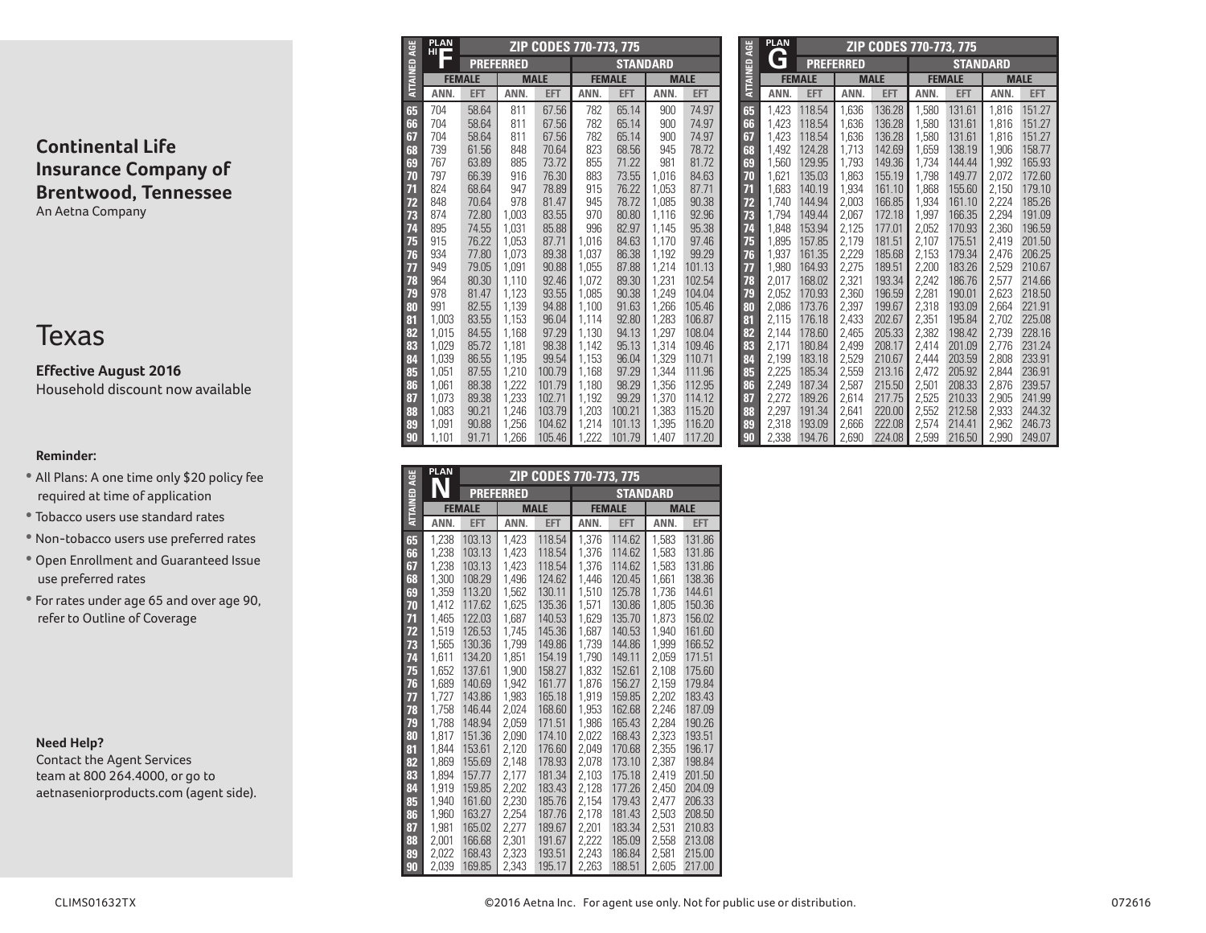**Continental Life Insurance Company of Brentwood, Tennessee**
An Aetna Company

# Texas

**Effective August 2016**
Household discount now available

**Reminder:**

- All Plans: A one time only $20 policy fee required at time of application
- Tobacco users use standard rates
- Non-tobacco users use preferred rates
- Open Enrollment and Guaranteed Issue use preferred rates
- For rates under age 65 and over age 90, refer to Outline of Coverage

**Need Help?**
Contact the Agent Services team at 800 264.4000, or go to aetnaseniorproducts.com (agent side).

## PLAN HI F — ZIP CODES 770-773, 775

| ATTAINED AGE | PREFERRED | | | | STANDARD | | | |
|---|---|---|---|---|---|---|---|---|
| | FEMALE | | MALE | | FEMALE | | MALE | |
| | ANN. | EFT | ANN. | EFT | ANN. | EFT | ANN. | EFT |
| 65 | 704 | 58.64 | 811 | 67.56 | 782 | 65.14 | 900 | 74.97 |
| 66 | 704 | 58.64 | 811 | 67.56 | 782 | 65.14 | 900 | 74.97 |
| 67 | 704 | 58.64 | 811 | 67.56 | 782 | 65.14 | 900 | 74.97 |
| 68 | 739 | 61.56 | 848 | 70.64 | 823 | 68.56 | 945 | 78.72 |
| 69 | 767 | 63.89 | 885 | 73.72 | 855 | 71.22 | 981 | 81.72 |
| 70 | 797 | 66.39 | 916 | 76.30 | 883 | 73.55 | 1,016 | 84.63 |
| 71 | 824 | 68.64 | 947 | 78.89 | 915 | 76.22 | 1,053 | 87.71 |
| 72 | 848 | 70.64 | 978 | 81.47 | 945 | 78.72 | 1,085 | 90.38 |
| 73 | 874 | 72.80 | 1,003 | 83.55 | 970 | 80.80 | 1,116 | 92.96 |
| 74 | 895 | 74.55 | 1,031 | 85.88 | 996 | 82.97 | 1,145 | 95.38 |
| 75 | 915 | 76.22 | 1,053 | 87.71 | 1,016 | 84.63 | 1,170 | 97.46 |
| 76 | 934 | 77.80 | 1,073 | 89.38 | 1,037 | 86.38 | 1,192 | 99.29 |
| 77 | 949 | 79.05 | 1,091 | 90.88 | 1,055 | 87.88 | 1,214 | 101.13 |
| 78 | 964 | 80.30 | 1,110 | 92.46 | 1,072 | 89.30 | 1,231 | 102.54 |
| 79 | 978 | 81.47 | 1,123 | 93.55 | 1,085 | 90.38 | 1,249 | 104.04 |
| 80 | 991 | 82.55 | 1,139 | 94.88 | 1,100 | 91.63 | 1,266 | 105.46 |
| 81 | 1,003 | 83.55 | 1,153 | 96.04 | 1,114 | 92.80 | 1,283 | 106.87 |
| 82 | 1,015 | 84.55 | 1,168 | 97.29 | 1,130 | 94.13 | 1,297 | 108.04 |
| 83 | 1,029 | 85.72 | 1,181 | 98.38 | 1,142 | 95.13 | 1,314 | 109.46 |
| 84 | 1,039 | 86.55 | 1,195 | 99.54 | 1,153 | 96.04 | 1,329 | 110.71 |
| 85 | 1,051 | 87.55 | 1,210 | 100.79 | 1,168 | 97.29 | 1,344 | 111.96 |
| 86 | 1,061 | 88.38 | 1,222 | 101.79 | 1,180 | 98.29 | 1,356 | 112.95 |
| 87 | 1,073 | 89.38 | 1,233 | 102.71 | 1,192 | 99.29 | 1,370 | 114.12 |
| 88 | 1,083 | 90.21 | 1,246 | 103.79 | 1,203 | 100.21 | 1,383 | 115.20 |
| 89 | 1,091 | 90.88 | 1,256 | 104.62 | 1,214 | 101.13 | 1,395 | 116.20 |
| 90 | 1,101 | 91.71 | 1,266 | 105.46 | 1,222 | 101.79 | 1,407 | 117.20 |

## PLAN G — ZIP CODES 770-773, 775

| ATTAINED AGE | PREFERRED | | | | STANDARD | | | |
|---|---|---|---|---|---|---|---|---|
| | FEMALE | | MALE | | FEMALE | | MALE | |
| | ANN. | EFT | ANN. | EFT | ANN. | EFT | ANN. | EFT |
| 65 | 1,423 | 118.54 | 1,636 | 136.28 | 1,580 | 131.61 | 1,816 | 151.27 |
| 66 | 1,423 | 118.54 | 1,636 | 136.28 | 1,580 | 131.61 | 1,816 | 151.27 |
| 67 | 1,423 | 118.54 | 1,636 | 136.28 | 1,580 | 131.61 | 1,816 | 151.27 |
| 68 | 1,492 | 124.28 | 1,713 | 142.69 | 1,659 | 138.19 | 1,906 | 158.77 |
| 69 | 1,560 | 129.95 | 1,793 | 149.36 | 1,734 | 144.44 | 1,992 | 165.93 |
| 70 | 1,621 | 135.03 | 1,863 | 155.19 | 1,798 | 149.77 | 2,072 | 172.60 |
| 71 | 1,683 | 140.19 | 1,934 | 161.10 | 1,868 | 155.60 | 2,150 | 179.10 |
| 72 | 1,740 | 144.94 | 2,003 | 166.85 | 1,934 | 161.10 | 2,224 | 185.26 |
| 73 | 1,794 | 149.44 | 2,067 | 172.18 | 1,997 | 166.35 | 2,294 | 191.09 |
| 74 | 1,848 | 153.94 | 2,125 | 177.01 | 2,052 | 170.93 | 2,360 | 196.59 |
| 75 | 1,895 | 157.85 | 2,179 | 181.51 | 2,107 | 175.51 | 2,419 | 201.50 |
| 76 | 1,937 | 161.35 | 2,229 | 185.68 | 2,153 | 179.34 | 2,476 | 206.25 |
| 77 | 1,980 | 164.93 | 2,275 | 189.51 | 2,200 | 183.26 | 2,529 | 210.67 |
| 78 | 2,017 | 168.02 | 2,321 | 193.34 | 2,242 | 186.76 | 2,577 | 214.66 |
| 79 | 2,052 | 170.93 | 2,360 | 196.59 | 2,281 | 190.01 | 2,623 | 218.50 |
| 80 | 2,086 | 173.76 | 2,397 | 199.67 | 2,318 | 193.09 | 2,664 | 221.91 |
| 81 | 2,115 | 176.18 | 2,433 | 202.67 | 2,351 | 195.84 | 2,702 | 225.08 |
| 82 | 2,144 | 178.60 | 2,465 | 205.33 | 2,382 | 198.42 | 2,739 | 228.16 |
| 83 | 2,171 | 180.84 | 2,499 | 208.17 | 2,414 | 201.09 | 2,776 | 231.24 |
| 84 | 2,199 | 183.18 | 2,529 | 210.67 | 2,444 | 203.59 | 2,808 | 233.91 |
| 85 | 2,225 | 185.34 | 2,559 | 213.16 | 2,472 | 205.92 | 2,844 | 236.91 |
| 86 | 2,249 | 187.34 | 2,587 | 215.50 | 2,501 | 208.33 | 2,876 | 239.57 |
| 87 | 2,272 | 189.26 | 2,614 | 217.75 | 2,525 | 210.33 | 2,905 | 241.99 |
| 88 | 2,297 | 191.34 | 2,641 | 220.00 | 2,552 | 212.58 | 2,933 | 244.32 |
| 89 | 2,318 | 193.09 | 2,666 | 222.08 | 2,574 | 214.41 | 2,962 | 246.73 |
| 90 | 2,338 | 194.76 | 2,690 | 224.08 | 2,599 | 216.50 | 2,990 | 249.07 |

## PLAN N — ZIP CODES 770-773, 775

| ATTAINED AGE | PREFERRED | | | | STANDARD | | | |
|---|---|---|---|---|---|---|---|---|
| | FEMALE | | MALE | | FEMALE | | MALE | |
| | ANN. | EFT | ANN. | EFT | ANN. | EFT | ANN. | EFT |
| 65 | 1,238 | 103.13 | 1,423 | 118.54 | 1,376 | 114.62 | 1,583 | 131.86 |
| 66 | 1,238 | 103.13 | 1,423 | 118.54 | 1,376 | 114.62 | 1,583 | 131.86 |
| 67 | 1,238 | 103.13 | 1,423 | 118.54 | 1,376 | 114.62 | 1,583 | 131.86 |
| 68 | 1,300 | 108.29 | 1,496 | 124.62 | 1,446 | 120.45 | 1,661 | 138.36 |
| 69 | 1,359 | 113.20 | 1,562 | 130.11 | 1,510 | 125.78 | 1,736 | 144.61 |
| 70 | 1,412 | 117.62 | 1,625 | 135.36 | 1,571 | 130.86 | 1,805 | 150.36 |
| 71 | 1,465 | 122.03 | 1,687 | 140.53 | 1,629 | 135.70 | 1,873 | 156.02 |
| 72 | 1,519 | 126.53 | 1,745 | 145.36 | 1,687 | 140.53 | 1,940 | 161.60 |
| 73 | 1,565 | 130.36 | 1,799 | 149.86 | 1,739 | 144.86 | 1,999 | 166.52 |
| 74 | 1,611 | 134.20 | 1,851 | 154.19 | 1,790 | 149.11 | 2,059 | 171.51 |
| 75 | 1,652 | 137.61 | 1,900 | 158.27 | 1,832 | 152.61 | 2,108 | 175.60 |
| 76 | 1,689 | 140.69 | 1,942 | 161.77 | 1,876 | 156.27 | 2,159 | 179.84 |
| 77 | 1,727 | 143.86 | 1,983 | 165.18 | 1,919 | 159.85 | 2,202 | 183.43 |
| 78 | 1,758 | 146.44 | 2,024 | 168.60 | 1,953 | 162.68 | 2,246 | 187.09 |
| 79 | 1,788 | 148.94 | 2,059 | 171.51 | 1,986 | 165.43 | 2,284 | 190.26 |
| 80 | 1,817 | 151.36 | 2,090 | 174.10 | 2,022 | 168.43 | 2,323 | 193.51 |
| 81 | 1,844 | 153.61 | 2,120 | 176.60 | 2,049 | 170.68 | 2,355 | 196.17 |
| 82 | 1,869 | 155.69 | 2,148 | 178.93 | 2,078 | 173.10 | 2,387 | 198.84 |
| 83 | 1,894 | 157.77 | 2,177 | 181.34 | 2,103 | 175.18 | 2,419 | 201.50 |
| 84 | 1,919 | 159.85 | 2,202 | 183.43 | 2,128 | 177.26 | 2,450 | 204.09 |
| 85 | 1,940 | 161.60 | 2,230 | 185.76 | 2,154 | 179.43 | 2,477 | 206.33 |
| 86 | 1,960 | 163.27 | 2,254 | 187.76 | 2,178 | 181.43 | 2,503 | 208.50 |
| 87 | 1,981 | 165.02 | 2,277 | 189.67 | 2,201 | 183.34 | 2,531 | 210.83 |
| 88 | 2,001 | 166.68 | 2,301 | 191.67 | 2,222 | 185.09 | 2,558 | 213.08 |
| 89 | 2,022 | 168.43 | 2,323 | 193.51 | 2,243 | 186.84 | 2,581 | 215.00 |
| 90 | 2,039 | 169.85 | 2,343 | 195.17 | 2,263 | 188.51 | 2,605 | 217.00 |

CLIMS01632TX ©2016 Aetna Inc. For agent use only. Not for public use or distribution. 072616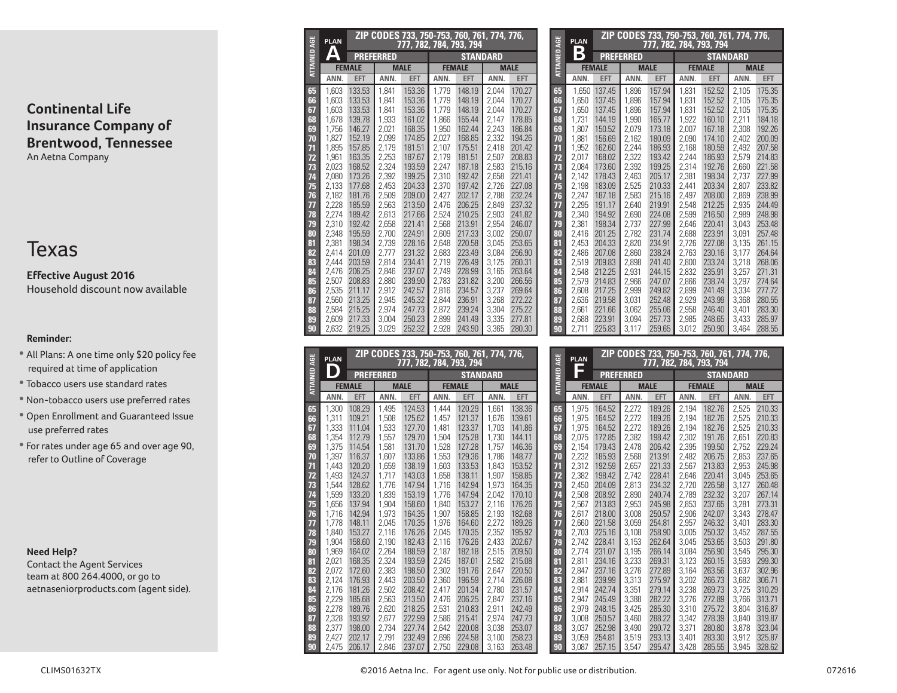## Continental Life Insurance Company of Brentwood, Tennessee

An Aetna Company

# Texas

**Effective August 2016**

Household discount now available

**Reminder:**

- All Plans: A one time only $20 policy fee required at time of application
- Tobacco users use standard rates
- Non-tobacco users use preferred rates
- Open Enrollment and Guaranteed Issue use preferred rates
- For rates under age 65 and over age 90, refer to Outline of Coverage

**Need Help?**

Contact the Agent Services team at 800 264.4000, or go to aetnaseniorproducts.com (agent side).

### PLAN A — ZIP CODES 733, 750-753, 760, 761, 774, 776, 777, 782, 784, 793, 794

| ATTAINED AGE | PREFERRED | | | | STANDARD | | | |
|---|---|---|---|---|---|---|---|---|
| | FEMALE | | MALE | | FEMALE | | MALE | |
| | ANN. | EFT | ANN. | EFT | ANN. | EFT | ANN. | EFT |
| 65 | 1,603 | 133.53 | 1,841 | 153.36 | 1,779 | 148.19 | 2,044 | 170.27 |
| 66 | 1,603 | 133.53 | 1,841 | 153.36 | 1,779 | 148.19 | 2,044 | 170.27 |
| 67 | 1,603 | 133.53 | 1,841 | 153.36 | 1,779 | 148.19 | 2,044 | 170.27 |
| 68 | 1,678 | 139.78 | 1,933 | 161.02 | 1,866 | 155.44 | 2,147 | 178.85 |
| 69 | 1,756 | 146.27 | 2,021 | 168.35 | 1,950 | 162.44 | 2,243 | 186.84 |
| 70 | 1,827 | 152.19 | 2,099 | 174.85 | 2,027 | 168.85 | 2,332 | 194.26 |
| 71 | 1,895 | 157.85 | 2,179 | 181.51 | 2,107 | 175.51 | 2,418 | 201.42 |
| 72 | 1,961 | 163.35 | 2,253 | 187.67 | 2,179 | 181.51 | 2,507 | 208.83 |
| 73 | 2,023 | 168.52 | 2,324 | 193.59 | 2,247 | 187.18 | 2,583 | 215.16 |
| 74 | 2,080 | 173.26 | 2,392 | 199.25 | 2,310 | 192.42 | 2,658 | 221.41 |
| 75 | 2,133 | 177.68 | 2,453 | 204.33 | 2,370 | 197.42 | 2,726 | 227.08 |
| 76 | 2,182 | 181.76 | 2,509 | 209.00 | 2,427 | 202.17 | 2,788 | 232.24 |
| 77 | 2,228 | 185.59 | 2,563 | 213.50 | 2,476 | 206.25 | 2,849 | 237.32 |
| 78 | 2,274 | 189.42 | 2,613 | 217.66 | 2,524 | 210.25 | 2,903 | 241.82 |
| 79 | 2,310 | 192.42 | 2,658 | 221.41 | 2,568 | 213.91 | 2,954 | 246.07 |
| 80 | 2,348 | 195.59 | 2,700 | 224.91 | 2,609 | 217.33 | 3,002 | 250.07 |
| 81 | 2,381 | 198.34 | 2,739 | 228.16 | 2,648 | 220.58 | 3,045 | 253.65 |
| 82 | 2,414 | 201.09 | 2,777 | 231.32 | 2,683 | 223.49 | 3,084 | 256.90 |
| 83 | 2,444 | 203.59 | 2,814 | 234.41 | 2,719 | 226.49 | 3,125 | 260.31 |
| 84 | 2,476 | 206.25 | 2,846 | 237.07 | 2,749 | 228.99 | 3,165 | 263.64 |
| 85 | 2,507 | 208.83 | 2,880 | 239.90 | 2,783 | 231.82 | 3,200 | 266.56 |
| 86 | 2,535 | 211.17 | 2,912 | 242.57 | 2,816 | 234.57 | 3,237 | 269.64 |
| 87 | 2,560 | 213.25 | 2,945 | 245.32 | 2,844 | 236.91 | 3,268 | 272.22 |
| 88 | 2,584 | 215.25 | 2,974 | 247.73 | 2,872 | 239.24 | 3,304 | 275.22 |
| 89 | 2,609 | 217.33 | 3,004 | 250.23 | 2,899 | 241.49 | 3,335 | 277.81 |
| 90 | 2,632 | 219.25 | 3,029 | 252.32 | 2,928 | 243.90 | 3,365 | 280.30 |

### PLAN B — ZIP CODES 733, 750-753, 760, 761, 774, 776, 777, 782, 784, 793, 794

| ATTAINED AGE | PREFERRED | | | | STANDARD | | | |
|---|---|---|---|---|---|---|---|---|
| | FEMALE | | MALE | | FEMALE | | MALE | |
| | ANN. | EFT | ANN. | EFT | ANN. | EFT | ANN. | EFT |
| 65 | 1,650 | 137.45 | 1,896 | 157.94 | 1,831 | 152.52 | 2,105 | 175.35 |
| 66 | 1,650 | 137.45 | 1,896 | 157.94 | 1,831 | 152.52 | 2,105 | 175.35 |
| 67 | 1,650 | 137.45 | 1,896 | 157.94 | 1,831 | 152.52 | 2,105 | 175.35 |
| 68 | 1,731 | 144.19 | 1,990 | 165.77 | 1,922 | 160.10 | 2,211 | 184.18 |
| 69 | 1,807 | 150.52 | 2,079 | 173.18 | 2,007 | 167.18 | 2,308 | 192.26 |
| 70 | 1,881 | 156.69 | 2,162 | 180.09 | 2,090 | 174.10 | 2,402 | 200.09 |
| 71 | 1,952 | 162.60 | 2,244 | 186.93 | 2,168 | 180.59 | 2,492 | 207.58 |
| 72 | 2,017 | 168.02 | 2,322 | 193.42 | 2,244 | 186.93 | 2,579 | 214.83 |
| 73 | 2,084 | 173.60 | 2,392 | 199.25 | 2,314 | 192.76 | 2,660 | 221.58 |
| 74 | 2,142 | 178.43 | 2,463 | 205.17 | 2,381 | 198.34 | 2,737 | 227.99 |
| 75 | 2,198 | 183.09 | 2,525 | 210.33 | 2,441 | 203.34 | 2,807 | 233.82 |
| 76 | 2,247 | 187.18 | 2,583 | 215.16 | 2,497 | 208.00 | 2,869 | 238.99 |
| 77 | 2,295 | 191.17 | 2,640 | 219.91 | 2,548 | 212.25 | 2,935 | 244.49 |
| 78 | 2,340 | 194.92 | 2,690 | 224.08 | 2,599 | 216.50 | 2,989 | 248.98 |
| 79 | 2,381 | 198.34 | 2,737 | 227.99 | 2,646 | 220.41 | 3,043 | 253.48 |
| 80 | 2,416 | 201.25 | 2,782 | 231.74 | 2,688 | 223.91 | 3,091 | 257.48 |
| 81 | 2,453 | 204.33 | 2,820 | 234.91 | 2,726 | 227.08 | 3,135 | 261.15 |
| 82 | 2,486 | 207.08 | 2,860 | 238.24 | 2,763 | 230.16 | 3,177 | 264.64 |
| 83 | 2,519 | 209.83 | 2,898 | 241.40 | 2,800 | 233.24 | 3,218 | 268.06 |
| 84 | 2,548 | 212.25 | 2,931 | 244.15 | 2,832 | 235.91 | 3,257 | 271.31 |
| 85 | 2,579 | 214.83 | 2,966 | 247.07 | 2,866 | 238.74 | 3,297 | 274.64 |
| 86 | 2,608 | 217.25 | 2,999 | 249.82 | 2,899 | 241.49 | 3,334 | 277.72 |
| 87 | 2,636 | 219.58 | 3,031 | 252.48 | 2,929 | 243.99 | 3,368 | 280.55 |
| 88 | 2,661 | 221.66 | 3,062 | 255.06 | 2,958 | 246.40 | 3,401 | 283.30 |
| 89 | 2,688 | 223.91 | 3,094 | 257.73 | 2,985 | 248.65 | 3,433 | 285.97 |
| 90 | 2,711 | 225.83 | 3,117 | 259.65 | 3,012 | 250.90 | 3,464 | 288.55 |

### PLAN D — ZIP CODES 733, 750-753, 760, 761, 774, 776, 777, 782, 784, 793, 794

| ATTAINED AGE | PREFERRED | | | | STANDARD | | | |
|---|---|---|---|---|---|---|---|---|
| | FEMALE | | MALE | | FEMALE | | MALE | |
| | ANN. | EFT | ANN. | EFT | ANN. | EFT | ANN. | EFT |
| 65 | 1,300 | 108.29 | 1,495 | 124.53 | 1,444 | 120.29 | 1,661 | 138.36 |
| 66 | 1,311 | 109.21 | 1,508 | 125.62 | 1,457 | 121.37 | 1,676 | 139.61 |
| 67 | 1,333 | 111.04 | 1,533 | 127.70 | 1,481 | 123.37 | 1,703 | 141.86 |
| 68 | 1,354 | 112.79 | 1,557 | 129.70 | 1,504 | 125.28 | 1,730 | 144.11 |
| 69 | 1,375 | 114.54 | 1,581 | 131.70 | 1,528 | 127.28 | 1,757 | 146.36 |
| 70 | 1,397 | 116.37 | 1,607 | 133.86 | 1,553 | 129.36 | 1,786 | 148.77 |
| 71 | 1,443 | 120.20 | 1,659 | 138.19 | 1,603 | 133.53 | 1,843 | 153.52 |
| 72 | 1,493 | 124.37 | 1,717 | 143.03 | 1,658 | 138.11 | 1,907 | 158.85 |
| 73 | 1,544 | 128.62 | 1,776 | 147.94 | 1,716 | 142.94 | 1,973 | 164.35 |
| 74 | 1,599 | 133.20 | 1,839 | 153.19 | 1,776 | 147.94 | 2,042 | 170.10 |
| 75 | 1,656 | 137.94 | 1,904 | 158.60 | 1,840 | 153.27 | 2,116 | 176.26 |
| 76 | 1,716 | 142.94 | 1,973 | 164.35 | 1,907 | 158.85 | 2,193 | 182.68 |
| 77 | 1,778 | 148.11 | 2,045 | 170.35 | 1,976 | 164.60 | 2,272 | 189.26 |
| 78 | 1,840 | 153.27 | 2,116 | 176.26 | 2,045 | 170.35 | 2,352 | 195.92 |
| 79 | 1,904 | 158.60 | 2,190 | 182.43 | 2,116 | 176.26 | 2,433 | 202.67 |
| 80 | 1,969 | 164.02 | 2,264 | 188.59 | 2,187 | 182.18 | 2,515 | 209.50 |
| 81 | 2,021 | 168.35 | 2,324 | 193.59 | 2,245 | 187.01 | 2,582 | 215.08 |
| 82 | 2,072 | 172.60 | 2,383 | 198.50 | 2,302 | 191.76 | 2,647 | 220.50 |
| 83 | 2,124 | 176.93 | 2,443 | 203.50 | 2,360 | 196.59 | 2,714 | 226.08 |
| 84 | 2,176 | 181.26 | 2,502 | 208.42 | 2,417 | 201.34 | 2,780 | 231.57 |
| 85 | 2,229 | 185.68 | 2,563 | 213.50 | 2,476 | 206.25 | 2,847 | 237.16 |
| 86 | 2,278 | 189.76 | 2,620 | 218.25 | 2,531 | 210.83 | 2,911 | 242.49 |
| 87 | 2,328 | 193.92 | 2,677 | 222.99 | 2,586 | 215.41 | 2,974 | 247.73 |
| 88 | 2,377 | 198.00 | 2,734 | 227.74 | 2,642 | 220.08 | 3,038 | 253.07 |
| 89 | 2,427 | 202.17 | 2,791 | 232.49 | 2,696 | 224.58 | 3,100 | 258.23 |
| 90 | 2,475 | 206.17 | 2,846 | 237.07 | 2,750 | 229.08 | 3,163 | 263.48 |

### PLAN F — ZIP CODES 733, 750-753, 760, 761, 774, 776, 777, 782, 784, 793, 794

| ATTAINED AGE | PREFERRED | | | | STANDARD | | | |
|---|---|---|---|---|---|---|---|---|
| | FEMALE | | MALE | | FEMALE | | MALE | |
| | ANN. | EFT | ANN. | EFT | ANN. | EFT | ANN. | EFT |
| 65 | 1,975 | 164.52 | 2,272 | 189.26 | 2,194 | 182.76 | 2,525 | 210.33 |
| 66 | 1,975 | 164.52 | 2,272 | 189.26 | 2,194 | 182.76 | 2,525 | 210.33 |
| 67 | 1,975 | 164.52 | 2,272 | 189.26 | 2,194 | 182.76 | 2,525 | 210.33 |
| 68 | 2,075 | 172.85 | 2,382 | 198.42 | 2,302 | 191.76 | 2,651 | 220.83 |
| 69 | 2,154 | 179.43 | 2,478 | 206.42 | 2,395 | 199.50 | 2,752 | 229.24 |
| 70 | 2,232 | 185.93 | 2,568 | 213.91 | 2,482 | 206.75 | 2,853 | 237.65 |
| 71 | 2,312 | 192.59 | 2,657 | 221.33 | 2,567 | 213.83 | 2,953 | 245.98 |
| 72 | 2,382 | 198.42 | 2,742 | 228.41 | 2,646 | 220.41 | 3,045 | 253.65 |
| 73 | 2,450 | 204.09 | 2,813 | 234.32 | 2,720 | 226.58 | 3,127 | 260.48 |
| 74 | 2,508 | 208.92 | 2,890 | 240.74 | 2,789 | 232.32 | 3,207 | 267.14 |
| 75 | 2,567 | 213.83 | 2,953 | 245.98 | 2,853 | 237.65 | 3,281 | 273.31 |
| 76 | 2,617 | 218.00 | 3,008 | 250.57 | 2,906 | 242.07 | 3,343 | 278.47 |
| 77 | 2,660 | 221.58 | 3,059 | 254.81 | 2,957 | 246.32 | 3,401 | 283.30 |
| 78 | 2,703 | 225.16 | 3,108 | 258.90 | 3,005 | 250.32 | 3,452 | 287.55 |
| 79 | 2,742 | 228.41 | 3,153 | 262.64 | 3,045 | 253.65 | 3,503 | 291.80 |
| 80 | 2,774 | 231.07 | 3,195 | 266.14 | 3,084 | 256.90 | 3,545 | 295.30 |
| 81 | 2,811 | 234.16 | 3,233 | 269.31 | 3,123 | 260.15 | 3,593 | 299.30 |
| 82 | 2,847 | 237.16 | 3,276 | 272.89 | 3,164 | 263.56 | 3,637 | 302.96 |
| 83 | 2,881 | 239.99 | 3,313 | 275.97 | 3,202 | 266.73 | 3,682 | 306.71 |
| 84 | 2,914 | 242.74 | 3,351 | 279.14 | 3,238 | 269.73 | 3,725 | 310.29 |
| 85 | 2,947 | 245.49 | 3,388 | 282.22 | 3,276 | 272.89 | 3,766 | 313.71 |
| 86 | 2,979 | 248.15 | 3,425 | 285.30 | 3,310 | 275.72 | 3,804 | 316.87 |
| 87 | 3,008 | 250.57 | 3,460 | 288.22 | 3,342 | 278.39 | 3,840 | 319.87 |
| 88 | 3,037 | 252.98 | 3,490 | 290.72 | 3,371 | 280.80 | 3,878 | 323.04 |
| 89 | 3,059 | 254.81 | 3,519 | 293.13 | 3,401 | 283.30 | 3,912 | 325.87 |
| 90 | 3,087 | 257.15 | 3,547 | 295.47 | 3,428 | 285.55 | 3,945 | 328.62 |

CLIMS01632TX ©2016 Aetna Inc. For agent use only. Not for public use or distribution. 072616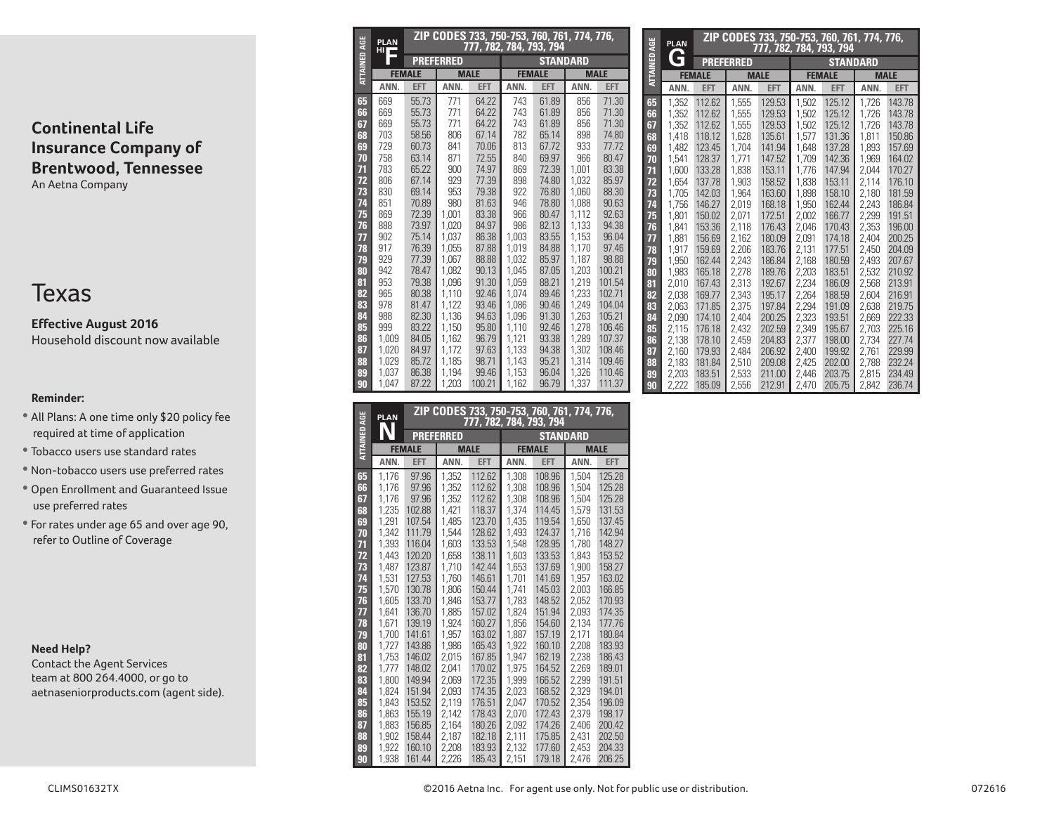## Continental Life Insurance Company of Brentwood, Tennessee

An Aetna Company

# Texas

**Effective August 2016**

Household discount now available

**Reminder:**

- All Plans: A one time only $20 policy fee required at time of application
- Tobacco users use standard rates
- Non-tobacco users use preferred rates
- Open Enrollment and Guaranteed Issue use preferred rates
- For rates under age 65 and over age 90, refer to Outline of Coverage

**Need Help?**

Contact the Agent Services team at 800 264.4000, or go to aetnaseniorproducts.com (agent side).

### PLAN HI F — ZIP CODES 733, 750-753, 760, 761, 774, 776, 777, 782, 784, 793, 794

| ATTAINED AGE | PREFERRED | | | | STANDARD | | | |
|---|---|---|---|---|---|---|---|---|
| | FEMALE | | MALE | | FEMALE | | MALE | |
| | ANN. | EFT | ANN. | EFT | ANN. | EFT | ANN. | EFT |
| 65 | 669 | 55.73 | 771 | 64.22 | 743 | 61.89 | 856 | 71.30 |
| 66 | 669 | 55.73 | 771 | 64.22 | 743 | 61.89 | 856 | 71.30 |
| 67 | 669 | 55.73 | 771 | 64.22 | 743 | 61.89 | 856 | 71.30 |
| 68 | 703 | 58.56 | 806 | 67.14 | 782 | 65.14 | 898 | 74.80 |
| 69 | 729 | 60.73 | 841 | 70.06 | 813 | 67.72 | 933 | 77.72 |
| 70 | 758 | 63.14 | 871 | 72.55 | 840 | 69.97 | 966 | 80.47 |
| 71 | 783 | 65.22 | 900 | 74.97 | 869 | 72.39 | 1,001 | 83.38 |
| 72 | 806 | 67.14 | 929 | 77.39 | 898 | 74.80 | 1,032 | 85.97 |
| 73 | 830 | 69.14 | 953 | 79.38 | 922 | 76.80 | 1,060 | 88.30 |
| 74 | 851 | 70.89 | 980 | 81.63 | 946 | 78.80 | 1,088 | 90.63 |
| 75 | 869 | 72.39 | 1,001 | 83.38 | 966 | 80.47 | 1,112 | 92.63 |
| 76 | 888 | 73.97 | 1,020 | 84.97 | 986 | 82.13 | 1,133 | 94.38 |
| 77 | 902 | 75.14 | 1,037 | 86.38 | 1,003 | 83.55 | 1,153 | 96.04 |
| 78 | 917 | 76.39 | 1,055 | 87.88 | 1,019 | 84.88 | 1,170 | 97.46 |
| 79 | 929 | 77.39 | 1,067 | 88.88 | 1,032 | 85.97 | 1,187 | 98.88 |
| 80 | 942 | 78.47 | 1,082 | 90.13 | 1,045 | 87.05 | 1,203 | 100.21 |
| 81 | 953 | 79.38 | 1,096 | 91.30 | 1,059 | 88.21 | 1,219 | 101.54 |
| 82 | 965 | 80.38 | 1,110 | 92.46 | 1,074 | 89.46 | 1,233 | 102.71 |
| 83 | 978 | 81.47 | 1,122 | 93.46 | 1,086 | 90.46 | 1,249 | 104.04 |
| 84 | 988 | 82.30 | 1,136 | 94.63 | 1,096 | 91.30 | 1,263 | 105.21 |
| 85 | 999 | 83.22 | 1,150 | 95.80 | 1,110 | 92.46 | 1,278 | 106.46 |
| 86 | 1,009 | 84.05 | 1,162 | 96.79 | 1,121 | 93.38 | 1,289 | 107.37 |
| 87 | 1,020 | 84.97 | 1,172 | 97.63 | 1,133 | 94.38 | 1,302 | 108.46 |
| 88 | 1,029 | 85.72 | 1,185 | 98.71 | 1,143 | 95.21 | 1,314 | 109.46 |
| 89 | 1,037 | 86.38 | 1,194 | 99.46 | 1,153 | 96.04 | 1,326 | 110.46 |
| 90 | 1,047 | 87.22 | 1,203 | 100.21 | 1,162 | 96.79 | 1,337 | 111.37 |

### PLAN G — ZIP CODES 733, 750-753, 760, 761, 774, 776, 777, 782, 784, 793, 794

| ATTAINED AGE | PREFERRED | | | | STANDARD | | | |
|---|---|---|---|---|---|---|---|---|
| | FEMALE | | MALE | | FEMALE | | MALE | |
| | ANN. | EFT | ANN. | EFT | ANN. | EFT | ANN. | EFT |
| 65 | 1,352 | 112.62 | 1,555 | 129.53 | 1,502 | 125.12 | 1,726 | 143.78 |
| 66 | 1,352 | 112.62 | 1,555 | 129.53 | 1,502 | 125.12 | 1,726 | 143.78 |
| 67 | 1,352 | 112.62 | 1,555 | 129.53 | 1,502 | 125.12 | 1,726 | 143.78 |
| 68 | 1,418 | 118.12 | 1,628 | 135.61 | 1,577 | 131.36 | 1,811 | 150.86 |
| 69 | 1,482 | 123.45 | 1,704 | 141.94 | 1,648 | 137.28 | 1,893 | 157.69 |
| 70 | 1,541 | 128.37 | 1,771 | 147.52 | 1,709 | 142.36 | 1,969 | 164.02 |
| 71 | 1,600 | 133.28 | 1,838 | 153.11 | 1,776 | 147.94 | 2,044 | 170.27 |
| 72 | 1,654 | 137.78 | 1,903 | 158.52 | 1,838 | 153.11 | 2,114 | 176.10 |
| 73 | 1,705 | 142.03 | 1,964 | 163.60 | 1,898 | 158.10 | 2,180 | 181.59 |
| 74 | 1,756 | 146.27 | 2,019 | 168.18 | 1,950 | 162.44 | 2,243 | 186.84 |
| 75 | 1,801 | 150.02 | 2,071 | 172.51 | 2,002 | 166.77 | 2,299 | 191.51 |
| 76 | 1,841 | 153.36 | 2,118 | 176.43 | 2,046 | 170.43 | 2,353 | 196.00 |
| 77 | 1,881 | 156.69 | 2,162 | 180.09 | 2,091 | 174.18 | 2,404 | 200.25 |
| 78 | 1,917 | 159.69 | 2,206 | 183.76 | 2,131 | 177.51 | 2,450 | 204.09 |
| 79 | 1,950 | 162.44 | 2,243 | 186.84 | 2,168 | 180.59 | 2,493 | 207.67 |
| 80 | 1,983 | 165.18 | 2,278 | 189.76 | 2,203 | 183.51 | 2,532 | 210.92 |
| 81 | 2,010 | 167.43 | 2,313 | 192.67 | 2,234 | 186.09 | 2,568 | 213.91 |
| 82 | 2,038 | 169.77 | 2,343 | 195.17 | 2,264 | 188.59 | 2,604 | 216.91 |
| 83 | 2,063 | 171.85 | 2,375 | 197.84 | 2,294 | 191.09 | 2,638 | 219.75 |
| 84 | 2,090 | 174.10 | 2,404 | 200.25 | 2,323 | 193.51 | 2,669 | 222.33 |
| 85 | 2,115 | 176.18 | 2,432 | 202.59 | 2,349 | 195.67 | 2,703 | 225.16 |
| 86 | 2,138 | 178.10 | 2,459 | 204.83 | 2,377 | 198.00 | 2,734 | 227.74 |
| 87 | 2,160 | 179.93 | 2,484 | 206.92 | 2,400 | 199.92 | 2,761 | 229.99 |
| 88 | 2,183 | 181.84 | 2,510 | 209.08 | 2,425 | 202.00 | 2,788 | 232.24 |
| 89 | 2,203 | 183.51 | 2,533 | 211.00 | 2,446 | 203.75 | 2,815 | 234.49 |
| 90 | 2,222 | 185.09 | 2,556 | 212.91 | 2,470 | 205.75 | 2,842 | 236.74 |

### PLAN N — ZIP CODES 733, 750-753, 760, 761, 774, 776, 777, 782, 784, 793, 794

| ATTAINED AGE | PREFERRED | | | | STANDARD | | | |
|---|---|---|---|---|---|---|---|---|
| | FEMALE | | MALE | | FEMALE | | MALE | |
| | ANN. | EFT | ANN. | EFT | ANN. | EFT | ANN. | EFT |
| 65 | 1,176 | 97.96 | 1,352 | 112.62 | 1,308 | 108.96 | 1,504 | 125.28 |
| 66 | 1,176 | 97.96 | 1,352 | 112.62 | 1,308 | 108.96 | 1,504 | 125.28 |
| 67 | 1,176 | 97.96 | 1,352 | 112.62 | 1,308 | 108.96 | 1,504 | 125.28 |
| 68 | 1,235 | 102.88 | 1,421 | 118.37 | 1,374 | 114.45 | 1,579 | 131.53 |
| 69 | 1,291 | 107.54 | 1,485 | 123.70 | 1,435 | 119.54 | 1,650 | 137.45 |
| 70 | 1,342 | 111.79 | 1,544 | 128.62 | 1,493 | 124.37 | 1,716 | 142.94 |
| 71 | 1,393 | 116.04 | 1,603 | 133.53 | 1,548 | 128.95 | 1,780 | 148.27 |
| 72 | 1,443 | 120.20 | 1,658 | 138.11 | 1,603 | 133.53 | 1,843 | 153.52 |
| 73 | 1,487 | 123.87 | 1,710 | 142.44 | 1,653 | 137.69 | 1,900 | 158.27 |
| 74 | 1,531 | 127.53 | 1,760 | 146.61 | 1,701 | 141.69 | 1,957 | 163.02 |
| 75 | 1,570 | 130.78 | 1,806 | 150.44 | 1,741 | 145.03 | 2,003 | 166.85 |
| 76 | 1,605 | 133.70 | 1,846 | 153.77 | 1,783 | 148.52 | 2,052 | 170.93 |
| 77 | 1,641 | 136.70 | 1,885 | 157.02 | 1,824 | 151.94 | 2,093 | 174.35 |
| 78 | 1,671 | 139.19 | 1,924 | 160.27 | 1,856 | 154.60 | 2,134 | 177.76 |
| 79 | 1,700 | 141.61 | 1,957 | 163.02 | 1,887 | 157.19 | 2,171 | 180.84 |
| 80 | 1,727 | 143.86 | 1,986 | 165.43 | 1,922 | 160.10 | 2,208 | 183.93 |
| 81 | 1,753 | 146.02 | 2,015 | 167.85 | 1,947 | 162.19 | 2,238 | 186.43 |
| 82 | 1,777 | 148.02 | 2,041 | 170.02 | 1,975 | 164.52 | 2,269 | 189.01 |
| 83 | 1,800 | 149.94 | 2,069 | 172.35 | 1,999 | 166.52 | 2,299 | 191.51 |
| 84 | 1,824 | 151.94 | 2,093 | 174.35 | 2,023 | 168.52 | 2,329 | 194.01 |
| 85 | 1,843 | 153.52 | 2,119 | 176.51 | 2,047 | 170.52 | 2,354 | 196.09 |
| 86 | 1,863 | 155.19 | 2,142 | 178.43 | 2,070 | 172.43 | 2,379 | 198.17 |
| 87 | 1,883 | 156.85 | 2,164 | 180.26 | 2,092 | 174.26 | 2,406 | 200.42 |
| 88 | 1,902 | 158.44 | 2,187 | 182.18 | 2,111 | 175.85 | 2,431 | 202.50 |
| 89 | 1,922 | 160.10 | 2,208 | 183.93 | 2,132 | 177.60 | 2,453 | 204.33 |
| 90 | 1,938 | 161.44 | 2,226 | 185.43 | 2,151 | 179.18 | 2,476 | 206.25 |

CLIMS01632TX ©2016 Aetna Inc. For agent use only. Not for public use or distribution. 072616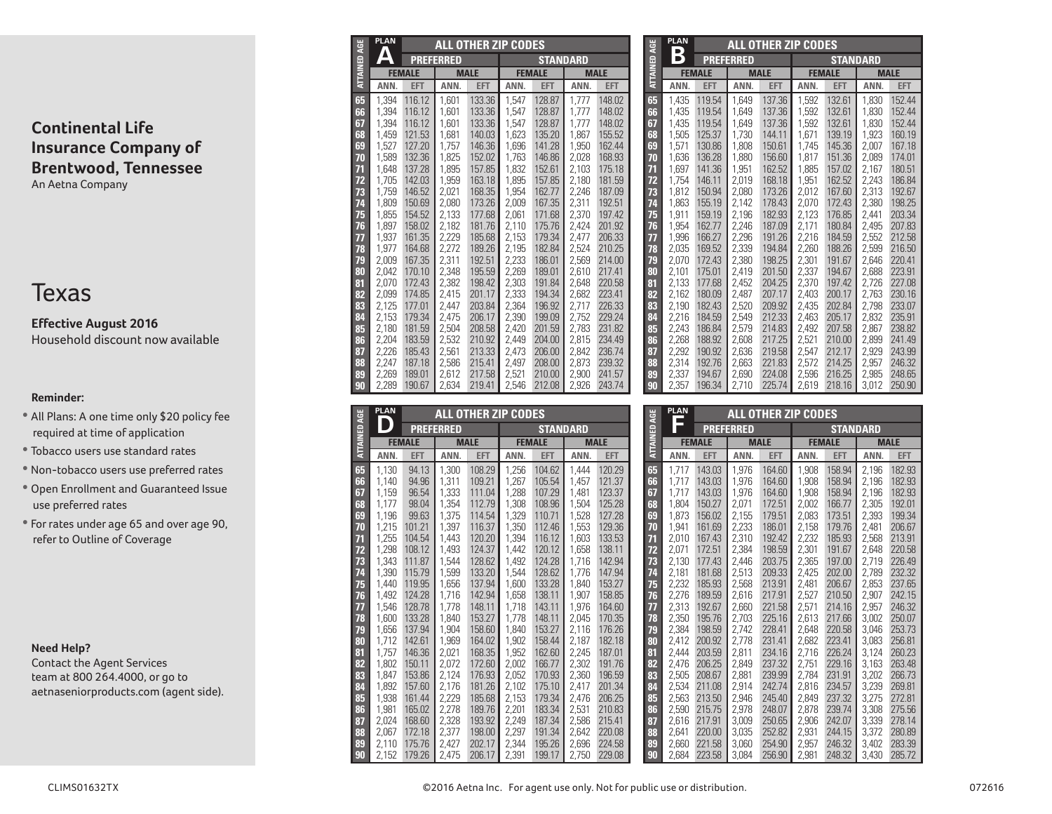## Continental Life Insurance Company of Brentwood, Tennessee

An Aetna Company

# Texas

**Effective August 2016**
Household discount now available

**Reminder:**

- All Plans: A one time only $20 policy fee required at time of application
- Tobacco users use standard rates
- Non-tobacco users use preferred rates
- Open Enrollment and Guaranteed Issue use preferred rates
- For rates under age 65 and over age 90, refer to Outline of Coverage

**Need Help?**
Contact the Agent Services team at 800 264.4000, or go to aetnaseniorproducts.com (agent side).

### Plan A — All Other Zip Codes

| Attained Age | Preferred Female ANN. | Preferred Female EFT | Preferred Male ANN. | Preferred Male EFT | Standard Female ANN. | Standard Female EFT | Standard Male ANN. | Standard Male EFT |
|---|---|---|---|---|---|---|---|---|
| 65 | 1,394 | 116.12 | 1,601 | 133.36 | 1,547 | 128.87 | 1,777 | 148.02 |
| 66 | 1,394 | 116.12 | 1,601 | 133.36 | 1,547 | 128.87 | 1,777 | 148.02 |
| 67 | 1,394 | 116.12 | 1,601 | 133.36 | 1,547 | 128.87 | 1,777 | 148.02 |
| 68 | 1,459 | 121.53 | 1,681 | 140.03 | 1,623 | 135.20 | 1,867 | 155.52 |
| 69 | 1,527 | 127.20 | 1,757 | 146.36 | 1,696 | 141.28 | 1,950 | 162.44 |
| 70 | 1,589 | 132.36 | 1,825 | 152.02 | 1,763 | 146.86 | 2,028 | 168.93 |
| 71 | 1,648 | 137.28 | 1,895 | 157.85 | 1,832 | 152.61 | 2,103 | 175.18 |
| 72 | 1,705 | 142.03 | 1,959 | 163.18 | 1,895 | 157.85 | 2,180 | 181.59 |
| 73 | 1,759 | 146.52 | 2,021 | 168.35 | 1,954 | 162.77 | 2,246 | 187.09 |
| 74 | 1,809 | 150.69 | 2,080 | 173.26 | 2,009 | 167.35 | 2,311 | 192.51 |
| 75 | 1,855 | 154.52 | 2,133 | 177.68 | 2,061 | 171.68 | 2,370 | 197.42 |
| 76 | 1,897 | 158.02 | 2,182 | 181.76 | 2,110 | 175.76 | 2,424 | 201.92 |
| 77 | 1,937 | 161.35 | 2,229 | 185.68 | 2,153 | 179.34 | 2,477 | 206.33 |
| 78 | 1,977 | 164.68 | 2,272 | 189.26 | 2,195 | 182.84 | 2,524 | 210.25 |
| 79 | 2,009 | 167.35 | 2,311 | 192.51 | 2,233 | 186.01 | 2,569 | 214.00 |
| 80 | 2,042 | 170.10 | 2,348 | 195.59 | 2,269 | 189.01 | 2,610 | 217.41 |
| 81 | 2,070 | 172.43 | 2,382 | 198.42 | 2,303 | 191.84 | 2,648 | 220.58 |
| 82 | 2,099 | 174.85 | 2,415 | 201.17 | 2,333 | 194.34 | 2,682 | 223.41 |
| 83 | 2,125 | 177.01 | 2,447 | 203.84 | 2,364 | 196.92 | 2,717 | 226.33 |
| 84 | 2,153 | 179.34 | 2,475 | 206.17 | 2,390 | 199.09 | 2,752 | 229.24 |
| 85 | 2,180 | 181.59 | 2,504 | 208.58 | 2,420 | 201.59 | 2,783 | 231.82 |
| 86 | 2,204 | 183.59 | 2,532 | 210.92 | 2,449 | 204.00 | 2,815 | 234.49 |
| 87 | 2,226 | 185.43 | 2,561 | 213.33 | 2,473 | 206.00 | 2,842 | 236.74 |
| 88 | 2,247 | 187.18 | 2,586 | 215.41 | 2,497 | 208.00 | 2,873 | 239.32 |
| 89 | 2,269 | 189.01 | 2,612 | 217.58 | 2,521 | 210.00 | 2,900 | 241.57 |
| 90 | 2,289 | 190.67 | 2,634 | 219.41 | 2,546 | 212.08 | 2,926 | 243.74 |

### Plan B — All Other Zip Codes

| Attained Age | Preferred Female ANN. | Preferred Female EFT | Preferred Male ANN. | Preferred Male EFT | Standard Female ANN. | Standard Female EFT | Standard Male ANN. | Standard Male EFT |
|---|---|---|---|---|---|---|---|---|
| 65 | 1,435 | 119.54 | 1,649 | 137.36 | 1,592 | 132.61 | 1,830 | 152.44 |
| 66 | 1,435 | 119.54 | 1,649 | 137.36 | 1,592 | 132.61 | 1,830 | 152.44 |
| 67 | 1,435 | 119.54 | 1,649 | 137.36 | 1,592 | 132.61 | 1,830 | 152.44 |
| 68 | 1,505 | 125.37 | 1,730 | 144.11 | 1,671 | 139.19 | 1,923 | 160.19 |
| 69 | 1,571 | 130.86 | 1,808 | 150.61 | 1,745 | 145.36 | 2,007 | 167.18 |
| 70 | 1,636 | 136.28 | 1,880 | 156.60 | 1,817 | 151.36 | 2,089 | 174.01 |
| 71 | 1,697 | 141.36 | 1,951 | 162.52 | 1,885 | 157.02 | 2,167 | 180.51 |
| 72 | 1,754 | 146.11 | 2,019 | 168.18 | 1,951 | 162.52 | 2,243 | 186.84 |
| 73 | 1,812 | 150.94 | 2,080 | 173.26 | 2,012 | 167.60 | 2,313 | 192.67 |
| 74 | 1,863 | 155.19 | 2,142 | 178.43 | 2,070 | 172.43 | 2,380 | 198.25 |
| 75 | 1,911 | 159.19 | 2,196 | 182.93 | 2,123 | 176.85 | 2,441 | 203.34 |
| 76 | 1,954 | 162.77 | 2,246 | 187.09 | 2,171 | 180.84 | 2,495 | 207.83 |
| 77 | 1,996 | 166.27 | 2,296 | 191.26 | 2,216 | 184.59 | 2,552 | 212.58 |
| 78 | 2,035 | 169.52 | 2,339 | 194.84 | 2,260 | 188.26 | 2,599 | 216.50 |
| 79 | 2,070 | 172.43 | 2,380 | 198.25 | 2,301 | 191.67 | 2,646 | 220.41 |
| 80 | 2,101 | 175.01 | 2,419 | 201.50 | 2,337 | 194.67 | 2,688 | 223.91 |
| 81 | 2,133 | 177.68 | 2,452 | 204.25 | 2,370 | 197.42 | 2,726 | 227.08 |
| 82 | 2,162 | 180.09 | 2,487 | 207.17 | 2,403 | 200.17 | 2,763 | 230.16 |
| 83 | 2,190 | 182.43 | 2,520 | 209.92 | 2,435 | 202.84 | 2,798 | 233.07 |
| 84 | 2,216 | 184.59 | 2,549 | 212.33 | 2,463 | 205.17 | 2,832 | 235.91 |
| 85 | 2,243 | 186.84 | 2,579 | 214.83 | 2,492 | 207.58 | 2,867 | 238.82 |
| 86 | 2,268 | 188.92 | 2,608 | 217.25 | 2,521 | 210.00 | 2,899 | 241.49 |
| 87 | 2,292 | 190.92 | 2,636 | 219.58 | 2,547 | 212.17 | 2,929 | 243.99 |
| 88 | 2,314 | 192.76 | 2,663 | 221.83 | 2,572 | 214.25 | 2,957 | 246.32 |
| 89 | 2,337 | 194.67 | 2,690 | 224.08 | 2,596 | 216.25 | 2,985 | 248.65 |
| 90 | 2,357 | 196.34 | 2,710 | 225.74 | 2,619 | 218.16 | 3,012 | 250.90 |

### Plan D — All Other Zip Codes

| Attained Age | Preferred Female ANN. | Preferred Female EFT | Preferred Male ANN. | Preferred Male EFT | Standard Female ANN. | Standard Female EFT | Standard Male ANN. | Standard Male EFT |
|---|---|---|---|---|---|---|---|---|
| 65 | 1,130 | 94.13 | 1,300 | 108.29 | 1,256 | 104.62 | 1,444 | 120.29 |
| 66 | 1,140 | 94.96 | 1,311 | 109.21 | 1,267 | 105.54 | 1,457 | 121.37 |
| 67 | 1,159 | 96.54 | 1,333 | 111.04 | 1,288 | 107.29 | 1,481 | 123.37 |
| 68 | 1,177 | 98.04 | 1,354 | 112.79 | 1,308 | 108.96 | 1,504 | 125.28 |
| 69 | 1,196 | 99.63 | 1,375 | 114.54 | 1,329 | 110.71 | 1,528 | 127.28 |
| 70 | 1,215 | 101.21 | 1,397 | 116.37 | 1,350 | 112.46 | 1,553 | 129.36 |
| 71 | 1,255 | 104.54 | 1,443 | 120.20 | 1,394 | 116.12 | 1,603 | 133.53 |
| 72 | 1,298 | 108.12 | 1,493 | 124.37 | 1,442 | 120.12 | 1,658 | 138.11 |
| 73 | 1,343 | 111.87 | 1,544 | 128.62 | 1,492 | 124.28 | 1,716 | 142.94 |
| 74 | 1,390 | 115.79 | 1,599 | 133.20 | 1,544 | 128.62 | 1,776 | 147.94 |
| 75 | 1,440 | 119.95 | 1,656 | 137.94 | 1,600 | 133.28 | 1,840 | 153.27 |
| 76 | 1,492 | 124.28 | 1,716 | 142.94 | 1,658 | 138.11 | 1,907 | 158.85 |
| 77 | 1,546 | 128.78 | 1,778 | 148.11 | 1,718 | 143.11 | 1,976 | 164.60 |
| 78 | 1,600 | 133.28 | 1,840 | 153.27 | 1,778 | 148.11 | 2,045 | 170.35 |
| 79 | 1,656 | 137.94 | 1,904 | 158.60 | 1,840 | 153.27 | 2,116 | 176.26 |
| 80 | 1,712 | 142.61 | 1,969 | 164.02 | 1,902 | 158.44 | 2,187 | 182.18 |
| 81 | 1,757 | 146.36 | 2,021 | 168.35 | 1,952 | 162.60 | 2,245 | 187.01 |
| 82 | 1,802 | 150.11 | 2,072 | 172.60 | 2,002 | 166.77 | 2,302 | 191.76 |
| 83 | 1,847 | 153.86 | 2,124 | 176.93 | 2,052 | 170.93 | 2,360 | 196.59 |
| 84 | 1,892 | 157.60 | 2,176 | 181.26 | 2,102 | 175.10 | 2,417 | 201.34 |
| 85 | 1,938 | 161.44 | 2,229 | 185.68 | 2,153 | 179.34 | 2,476 | 206.25 |
| 86 | 1,981 | 165.02 | 2,278 | 189.76 | 2,201 | 183.34 | 2,531 | 210.83 |
| 87 | 2,024 | 168.60 | 2,328 | 193.92 | 2,249 | 187.34 | 2,586 | 215.41 |
| 88 | 2,067 | 172.18 | 2,377 | 198.00 | 2,297 | 191.34 | 2,642 | 220.08 |
| 89 | 2,110 | 175.76 | 2,427 | 202.17 | 2,344 | 195.26 | 2,696 | 224.58 |
| 90 | 2,152 | 179.26 | 2,475 | 206.17 | 2,391 | 199.17 | 2,750 | 229.08 |

### Plan F — All Other Zip Codes

| Attained Age | Preferred Female ANN. | Preferred Female EFT | Preferred Male ANN. | Preferred Male EFT | Standard Female ANN. | Standard Female EFT | Standard Male ANN. | Standard Male EFT |
|---|---|---|---|---|---|---|---|---|
| 65 | 1,717 | 143.03 | 1,976 | 164.60 | 1,908 | 158.94 | 2,196 | 182.93 |
| 66 | 1,717 | 143.03 | 1,976 | 164.60 | 1,908 | 158.94 | 2,196 | 182.93 |
| 67 | 1,717 | 143.03 | 1,976 | 164.60 | 1,908 | 158.94 | 2,196 | 182.93 |
| 68 | 1,804 | 150.27 | 2,071 | 172.51 | 2,002 | 166.77 | 2,305 | 192.01 |
| 69 | 1,873 | 156.02 | 2,155 | 179.51 | 2,083 | 173.51 | 2,393 | 199.34 |
| 70 | 1,941 | 161.69 | 2,233 | 186.01 | 2,158 | 179.76 | 2,481 | 206.67 |
| 71 | 2,010 | 167.43 | 2,310 | 192.42 | 2,232 | 185.93 | 2,567 | 213.91 |
| 72 | 2,071 | 172.51 | 2,384 | 198.59 | 2,301 | 191.67 | 2,648 | 220.58 |
| 73 | 2,130 | 177.43 | 2,446 | 203.75 | 2,365 | 197.00 | 2,719 | 226.49 |
| 74 | 2,181 | 181.68 | 2,513 | 209.33 | 2,425 | 202.00 | 2,789 | 232.32 |
| 75 | 2,232 | 185.93 | 2,568 | 213.91 | 2,481 | 206.67 | 2,853 | 237.65 |
| 76 | 2,276 | 189.59 | 2,616 | 217.91 | 2,527 | 210.50 | 2,907 | 242.15 |
| 77 | 2,313 | 192.67 | 2,660 | 221.58 | 2,571 | 214.16 | 2,957 | 246.32 |
| 78 | 2,350 | 195.76 | 2,703 | 225.16 | 2,613 | 217.66 | 3,002 | 250.07 |
| 79 | 2,384 | 198.59 | 2,742 | 228.41 | 2,648 | 220.58 | 3,046 | 253.73 |
| 80 | 2,412 | 200.92 | 2,778 | 231.41 | 2,682 | 223.41 | 3,083 | 256.81 |
| 81 | 2,444 | 203.59 | 2,811 | 234.16 | 2,716 | 226.24 | 3,124 | 260.23 |
| 82 | 2,476 | 206.25 | 2,849 | 237.32 | 2,751 | 229.16 | 3,163 | 263.48 |
| 83 | 2,505 | 208.67 | 2,881 | 239.99 | 2,784 | 231.91 | 3,202 | 266.73 |
| 84 | 2,534 | 211.08 | 2,914 | 242.74 | 2,816 | 234.57 | 3,239 | 269.81 |
| 85 | 2,563 | 213.50 | 2,946 | 245.40 | 2,849 | 237.32 | 3,275 | 272.81 |
| 86 | 2,590 | 215.75 | 2,978 | 248.07 | 2,878 | 239.74 | 3,308 | 275.56 |
| 87 | 2,616 | 217.91 | 3,009 | 250.65 | 2,906 | 242.07 | 3,339 | 278.14 |
| 88 | 2,641 | 220.00 | 3,035 | 252.82 | 2,931 | 244.15 | 3,372 | 280.89 |
| 89 | 2,660 | 221.58 | 3,060 | 254.90 | 2,957 | 246.32 | 3,402 | 283.39 |
| 90 | 2,684 | 223.58 | 3,084 | 256.90 | 2,981 | 248.32 | 3,430 | 285.72 |

CLIMS01632TX ©2016 Aetna Inc. For agent use only. Not for public use or distribution. 072616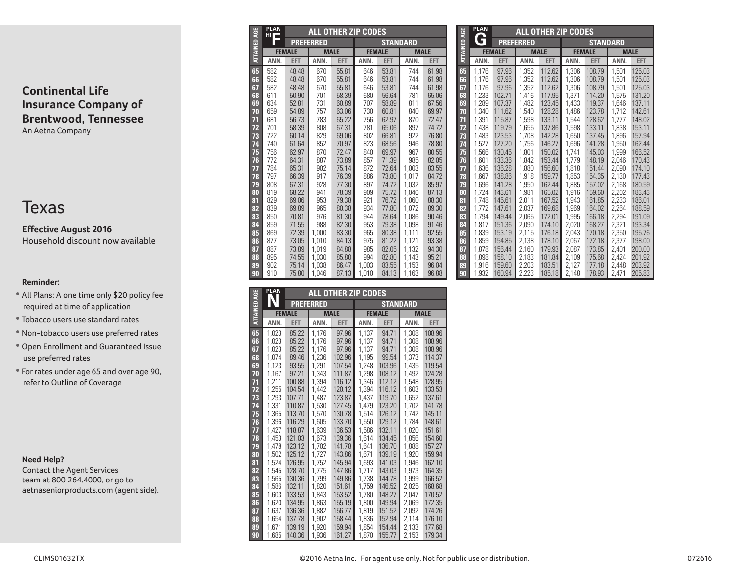## Continental Life Insurance Company of Brentwood, Tennessee

An Aetna Company

# Texas

**Effective August 2016**

Household discount now available

**Reminder:**

- All Plans: A one time only $20 policy fee required at time of application
- Tobacco users use standard rates
- Non-tobacco users use preferred rates
- Open Enrollment and Guaranteed Issue use preferred rates
- For rates under age 65 and over age 90, refer to Outline of Coverage

**Need Help?**

Contact the Agent Services team at 800 264.4000, or go to aetnaseniorproducts.com (agent side).

**PLAN HI F — ALL OTHER ZIP CODES**

| ATTAINED AGE | PREFERRED | | | | STANDARD | | | |
|---|---|---|---|---|---|---|---|---|
| | FEMALE | | MALE | | FEMALE | | MALE | |
| | ANN. | EFT | ANN. | EFT | ANN. | EFT | ANN. | EFT |
| 65 | 582 | 48.48 | 670 | 55.81 | 646 | 53.81 | 744 | 61.98 |
| 66 | 582 | 48.48 | 670 | 55.81 | 646 | 53.81 | 744 | 61.98 |
| 67 | 582 | 48.48 | 670 | 55.81 | 646 | 53.81 | 744 | 61.98 |
| 68 | 611 | 50.90 | 701 | 58.39 | 680 | 56.64 | 781 | 65.06 |
| 69 | 634 | 52.81 | 731 | 60.89 | 707 | 58.89 | 811 | 67.56 |
| 70 | 659 | 54.89 | 757 | 63.06 | 730 | 60.81 | 840 | 69.97 |
| 71 | 681 | 56.73 | 783 | 65.22 | 756 | 62.97 | 870 | 72.47 |
| 72 | 701 | 58.39 | 808 | 67.31 | 781 | 65.06 | 897 | 74.72 |
| 73 | 722 | 60.14 | 829 | 69.06 | 802 | 66.81 | 922 | 76.80 |
| 74 | 740 | 61.64 | 852 | 70.97 | 823 | 68.56 | 946 | 78.80 |
| 75 | 756 | 62.97 | 870 | 72.47 | 840 | 69.97 | 967 | 80.55 |
| 76 | 772 | 64.31 | 887 | 73.89 | 857 | 71.39 | 985 | 82.05 |
| 77 | 784 | 65.31 | 902 | 75.14 | 872 | 72.64 | 1,003 | 83.55 |
| 78 | 797 | 66.39 | 917 | 76.39 | 886 | 73.80 | 1,017 | 84.72 |
| 79 | 808 | 67.31 | 928 | 77.30 | 897 | 74.72 | 1,032 | 85.97 |
| 80 | 819 | 68.22 | 941 | 78.39 | 909 | 75.72 | 1,046 | 87.13 |
| 81 | 829 | 69.06 | 953 | 79.38 | 921 | 76.72 | 1,060 | 88.30 |
| 82 | 839 | 69.89 | 965 | 80.38 | 934 | 77.80 | 1,072 | 89.30 |
| 83 | 850 | 70.81 | 976 | 81.30 | 944 | 78.64 | 1,086 | 90.46 |
| 84 | 859 | 71.55 | 988 | 82.30 | 953 | 79.38 | 1,098 | 91.46 |
| 85 | 869 | 72.39 | 1,000 | 83.30 | 965 | 80.38 | 1,111 | 92.55 |
| 86 | 877 | 73.05 | 1,010 | 84.13 | 975 | 81.22 | 1,121 | 93.38 |
| 87 | 887 | 73.89 | 1,019 | 84.88 | 985 | 82.05 | 1,132 | 94.30 |
| 88 | 895 | 74.55 | 1,030 | 85.80 | 994 | 82.80 | 1,143 | 95.21 |
| 89 | 902 | 75.14 | 1,038 | 86.47 | 1,003 | 83.55 | 1,153 | 96.04 |
| 90 | 910 | 75.80 | 1,046 | 87.13 | 1,010 | 84.13 | 1,163 | 96.88 |

**PLAN G — ALL OTHER ZIP CODES**

| ATTAINED AGE | PREFERRED | | | | STANDARD | | | |
|---|---|---|---|---|---|---|---|---|
| | FEMALE | | MALE | | FEMALE | | MALE | |
| | ANN. | EFT | ANN. | EFT | ANN. | EFT | ANN. | EFT |
| 65 | 1,176 | 97.96 | 1,352 | 112.62 | 1,306 | 108.79 | 1,501 | 125.03 |
| 66 | 1,176 | 97.96 | 1,352 | 112.62 | 1,306 | 108.79 | 1,501 | 125.03 |
| 67 | 1,176 | 97.96 | 1,352 | 112.62 | 1,306 | 108.79 | 1,501 | 125.03 |
| 68 | 1,233 | 102.71 | 1,416 | 117.95 | 1,371 | 114.20 | 1,575 | 131.20 |
| 69 | 1,289 | 107.37 | 1,482 | 123.45 | 1,433 | 119.37 | 1,646 | 137.11 |
| 70 | 1,340 | 111.62 | 1,540 | 128.28 | 1,486 | 123.78 | 1,712 | 142.61 |
| 71 | 1,391 | 115.87 | 1,598 | 133.11 | 1,544 | 128.62 | 1,777 | 148.02 |
| 72 | 1,438 | 119.79 | 1,655 | 137.86 | 1,598 | 133.11 | 1,838 | 153.11 |
| 73 | 1,483 | 123.53 | 1,708 | 142.28 | 1,650 | 137.45 | 1,896 | 157.94 |
| 74 | 1,527 | 127.20 | 1,756 | 146.27 | 1,696 | 141.28 | 1,950 | 162.44 |
| 75 | 1,566 | 130.45 | 1,801 | 150.02 | 1,741 | 145.03 | 1,999 | 166.52 |
| 76 | 1,601 | 133.36 | 1,842 | 153.44 | 1,779 | 148.19 | 2,046 | 170.43 |
| 77 | 1,636 | 136.28 | 1,880 | 156.60 | 1,818 | 151.44 | 2,090 | 174.10 |
| 78 | 1,667 | 138.86 | 1,918 | 159.77 | 1,853 | 154.35 | 2,130 | 177.43 |
| 79 | 1,696 | 141.28 | 1,950 | 162.44 | 1,885 | 157.02 | 2,168 | 180.59 |
| 80 | 1,724 | 143.61 | 1,981 | 165.02 | 1,916 | 159.60 | 2,202 | 183.43 |
| 81 | 1,748 | 145.61 | 2,011 | 167.52 | 1,943 | 161.85 | 2,233 | 186.01 |
| 82 | 1,772 | 147.61 | 2,037 | 169.68 | 1,969 | 164.02 | 2,264 | 188.59 |
| 83 | 1,794 | 149.44 | 2,065 | 172.01 | 1,995 | 166.18 | 2,294 | 191.09 |
| 84 | 1,817 | 151.36 | 2,090 | 174.10 | 2,020 | 168.27 | 2,321 | 193.34 |
| 85 | 1,839 | 153.19 | 2,115 | 176.18 | 2,043 | 170.18 | 2,350 | 195.76 |
| 86 | 1,859 | 154.85 | 2,138 | 178.10 | 2,067 | 172.18 | 2,377 | 198.00 |
| 87 | 1,878 | 156.44 | 2,160 | 179.93 | 2,087 | 173.85 | 2,401 | 200.00 |
| 88 | 1,898 | 158.10 | 2,183 | 181.84 | 2,109 | 175.68 | 2,424 | 201.92 |
| 89 | 1,916 | 159.60 | 2,203 | 183.51 | 2,127 | 177.18 | 2,448 | 203.92 |
| 90 | 1,932 | 160.94 | 2,223 | 185.18 | 2,148 | 178.93 | 2,471 | 205.83 |

**PLAN N — ALL OTHER ZIP CODES**

| ATTAINED AGE | PREFERRED | | | | STANDARD | | | |
|---|---|---|---|---|---|---|---|---|
| | FEMALE | | MALE | | FEMALE | | MALE | |
| | ANN. | EFT | ANN. | EFT | ANN. | EFT | ANN. | EFT |
| 65 | 1,023 | 85.22 | 1,176 | 97.96 | 1,137 | 94.71 | 1,308 | 108.96 |
| 66 | 1,023 | 85.22 | 1,176 | 97.96 | 1,137 | 94.71 | 1,308 | 108.96 |
| 67 | 1,023 | 85.22 | 1,176 | 97.96 | 1,137 | 94.71 | 1,308 | 108.96 |
| 68 | 1,074 | 89.46 | 1,236 | 102.96 | 1,195 | 99.54 | 1,373 | 114.37 |
| 69 | 1,123 | 93.55 | 1,291 | 107.54 | 1,248 | 103.96 | 1,435 | 119.54 |
| 70 | 1,167 | 97.21 | 1,343 | 111.87 | 1,298 | 108.12 | 1,492 | 124.28 |
| 71 | 1,211 | 100.88 | 1,394 | 116.12 | 1,346 | 112.12 | 1,548 | 128.95 |
| 72 | 1,255 | 104.54 | 1,442 | 120.12 | 1,394 | 116.12 | 1,603 | 133.53 |
| 73 | 1,293 | 107.71 | 1,487 | 123.87 | 1,437 | 119.70 | 1,652 | 137.61 |
| 74 | 1,331 | 110.87 | 1,530 | 127.45 | 1,479 | 123.20 | 1,702 | 141.78 |
| 75 | 1,365 | 113.70 | 1,570 | 130.78 | 1,514 | 126.12 | 1,742 | 145.11 |
| 76 | 1,396 | 116.29 | 1,605 | 133.70 | 1,550 | 129.12 | 1,784 | 148.61 |
| 77 | 1,427 | 118.87 | 1,639 | 136.53 | 1,586 | 132.11 | 1,820 | 151.61 |
| 78 | 1,453 | 121.03 | 1,673 | 139.36 | 1,614 | 134.45 | 1,856 | 154.60 |
| 79 | 1,478 | 123.12 | 1,702 | 141.78 | 1,641 | 136.70 | 1,888 | 157.27 |
| 80 | 1,502 | 125.12 | 1,727 | 143.86 | 1,671 | 139.19 | 1,920 | 159.94 |
| 81 | 1,524 | 126.95 | 1,752 | 145.94 | 1,693 | 141.03 | 1,946 | 162.10 |
| 82 | 1,545 | 128.70 | 1,775 | 147.86 | 1,717 | 143.03 | 1,973 | 164.35 |
| 83 | 1,565 | 130.36 | 1,799 | 149.86 | 1,738 | 144.78 | 1,999 | 166.52 |
| 84 | 1,586 | 132.11 | 1,820 | 151.61 | 1,759 | 146.52 | 2,025 | 168.68 |
| 85 | 1,603 | 133.53 | 1,843 | 153.52 | 1,780 | 148.27 | 2,047 | 170.52 |
| 86 | 1,620 | 134.95 | 1,863 | 155.19 | 1,800 | 149.94 | 2,069 | 172.35 |
| 87 | 1,637 | 136.36 | 1,882 | 156.77 | 1,819 | 151.52 | 2,092 | 174.26 |
| 88 | 1,654 | 137.78 | 1,902 | 158.44 | 1,836 | 152.94 | 2,114 | 176.10 |
| 89 | 1,671 | 139.19 | 1,920 | 159.94 | 1,854 | 154.44 | 2,133 | 177.68 |
| 90 | 1,685 | 140.36 | 1,936 | 161.27 | 1,870 | 155.77 | 2,153 | 179.34 |

CLIMS01632TX ©2016 Aetna Inc. For agent use only. Not for public use or distribution. 072616